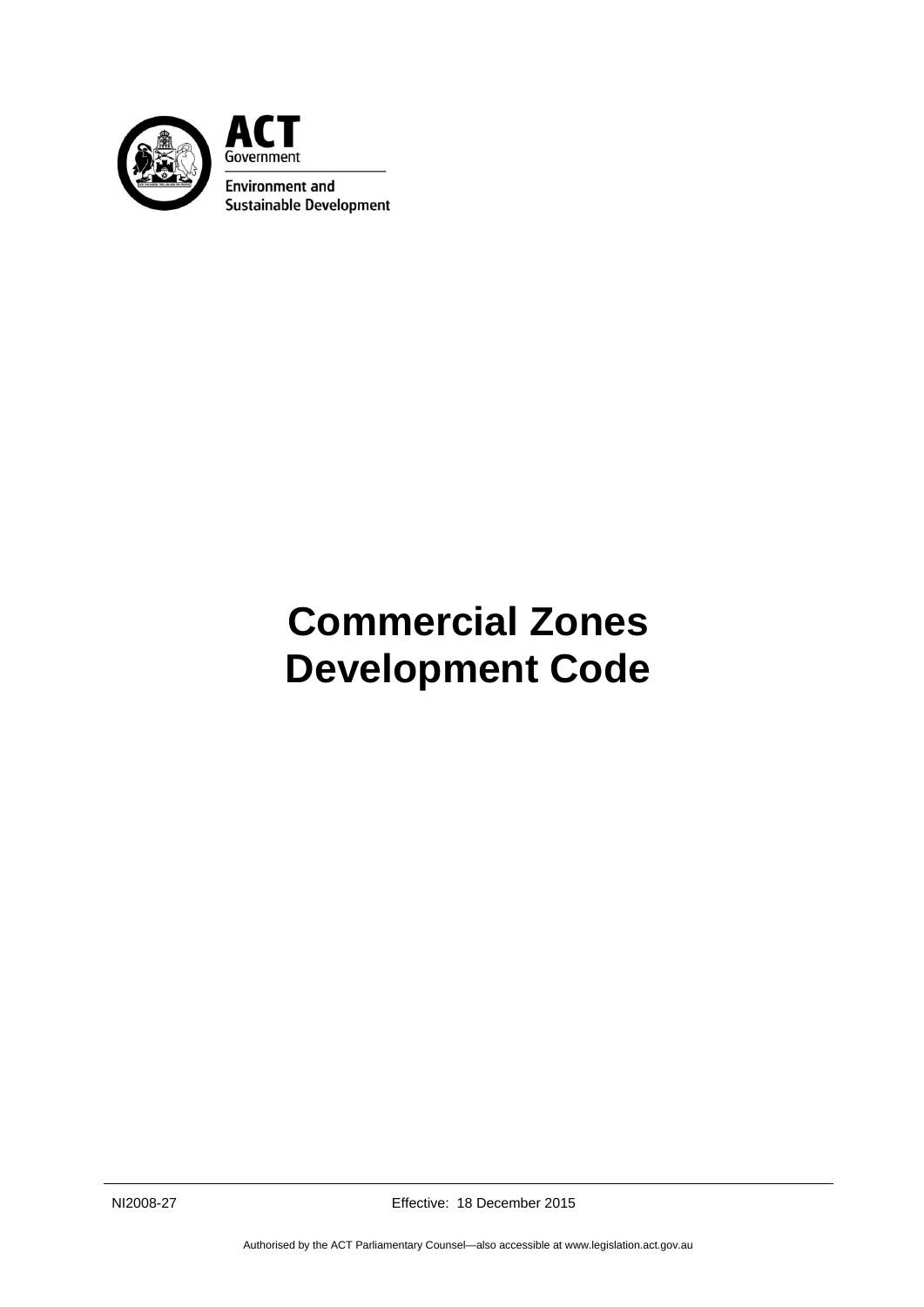ACT Government

Environment and Sustainable Development

# Commercial Zones Development Code

NI2008-27 Effective: 18 December 2015

Authorised by the ACT Parliamentary Counsel—also accessible at www.legislation.act.gov.au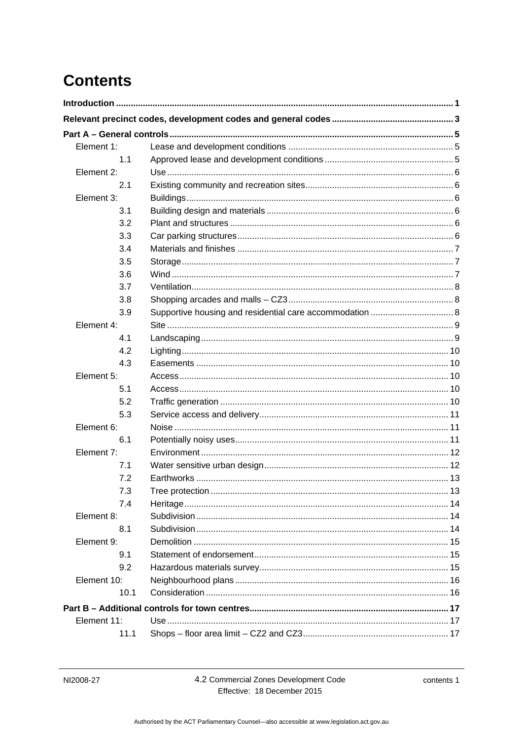# Contents

| | | |
|---|---|---|
| **Introduction** | | **1** |
| **Relevant precinct codes, development codes and general codes** | | **3** |
| **Part A – General controls** | | **5** |
| Element 1: | Lease and development conditions | 5 |
| 1.1 | Approved lease and development conditions | 5 |
| Element 2: | Use | 6 |
| 2.1 | Existing community and recreation sites | 6 |
| Element 3: | Buildings | 6 |
| 3.1 | Building design and materials | 6 |
| 3.2 | Plant and structures | 6 |
| 3.3 | Car parking structures | 6 |
| 3.4 | Materials and finishes | 7 |
| 3.5 | Storage | 7 |
| 3.6 | Wind | 7 |
| 3.7 | Ventilation | 8 |
| 3.8 | Shopping arcades and malls – CZ3 | 8 |
| 3.9 | Supportive housing and residential care accommodation | 8 |
| Element 4: | Site | 9 |
| 4.1 | Landscaping | 9 |
| 4.2 | Lighting | 10 |
| 4.3 | Easements | 10 |
| Element 5: | Access | 10 |
| 5.1 | Access | 10 |
| 5.2 | Traffic generation | 10 |
| 5.3 | Service access and delivery | 11 |
| Element 6: | Noise | 11 |
| 6.1 | Potentially noisy uses | 11 |
| Element 7: | Environment | 12 |
| 7.1 | Water sensitive urban design | 12 |
| 7.2 | Earthworks | 13 |
| 7.3 | Tree protection | 13 |
| 7.4 | Heritage | 14 |
| Element 8: | Subdivision | 14 |
| 8.1 | Subdivision | 14 |
| Element 9: | Demolition | 15 |
| 9.1 | Statement of endorsement | 15 |
| 9.2 | Hazardous materials survey | 15 |
| Element 10: | Neighbourhood plans | 16 |
| 10.1 | Consideration | 16 |
| **Part B – Additional controls for town centres** | | **17** |
| Element 11: | Use | 17 |
| 11.1 | Shops – floor area limit – CZ2 and CZ3 | 17 |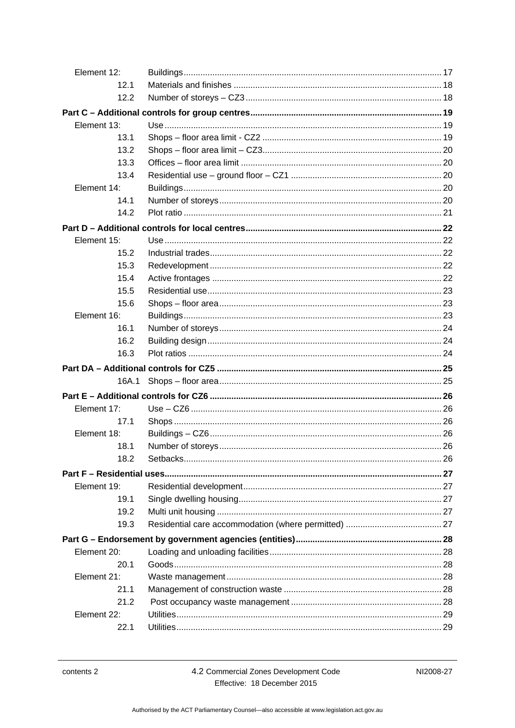| | | |
|---|---|---|
| Element 12: | Buildings | 17 |
| 12.1 | Materials and finishes | 18 |
| 12.2 | Number of storeys – CZ3 | 18 |
| **Part C – Additional controls for group centres** | | **19** |
| Element 13: | Use | 19 |
| 13.1 | Shops – floor area limit - CZ2 | 19 |
| 13.2 | Shops – floor area limit – CZ3 | 20 |
| 13.3 | Offices – floor area limit | 20 |
| 13.4 | Residential use – ground floor – CZ1 | 20 |
| Element 14: | Buildings | 20 |
| 14.1 | Number of storeys | 20 |
| 14.2 | Plot ratio | 21 |
| **Part D – Additional controls for local centres** | | **22** |
| Element 15: | Use | 22 |
| 15.2 | Industrial trades | 22 |
| 15.3 | Redevelopment | 22 |
| 15.4 | Active frontages | 22 |
| 15.5 | Residential use | 23 |
| 15.6 | Shops – floor area | 23 |
| Element 16: | Buildings | 23 |
| 16.1 | Number of storeys | 24 |
| 16.2 | Building design | 24 |
| 16.3 | Plot ratios | 24 |
| **Part DA – Additional controls for CZ5** | | **25** |
| 16A.1 | Shops – floor area | 25 |
| **Part E – Additional controls for CZ6** | | **26** |
| Element 17: | Use – CZ6 | 26 |
| 17.1 | Shops | 26 |
| Element 18: | Buildings – CZ6 | 26 |
| 18.1 | Number of storeys | 26 |
| 18.2 | Setbacks | 26 |
| **Part F – Residential uses** | | **27** |
| Element 19: | Residential development | 27 |
| 19.1 | Single dwelling housing | 27 |
| 19.2 | Multi unit housing | 27 |
| 19.3 | Residential care accommodation (where permitted) | 27 |
| **Part G – Endorsement by government agencies (entities)** | | **28** |
| Element 20: | Loading and unloading facilities | 28 |
| 20.1 | Goods | 28 |
| Element 21: | Waste management | 28 |
| 21.1 | Management of construction waste | 28 |
| 21.2 | Post occupancy waste management | 28 |
| Element 22: | Utilities | 29 |
| 22.1 | Utilities | 29 |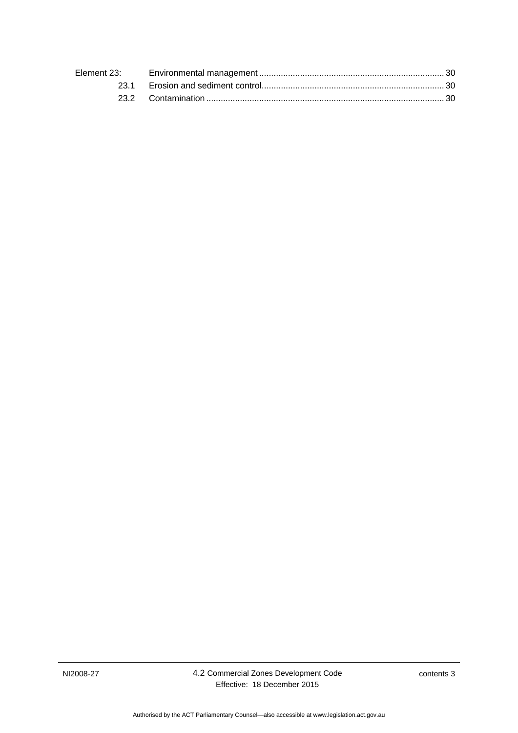| | | |
|---|---|---|
| Element 23: | Environmental management | 30 |
| 23.1 | Erosion and sediment control | 30 |
| 23.2 | Contamination | 30 |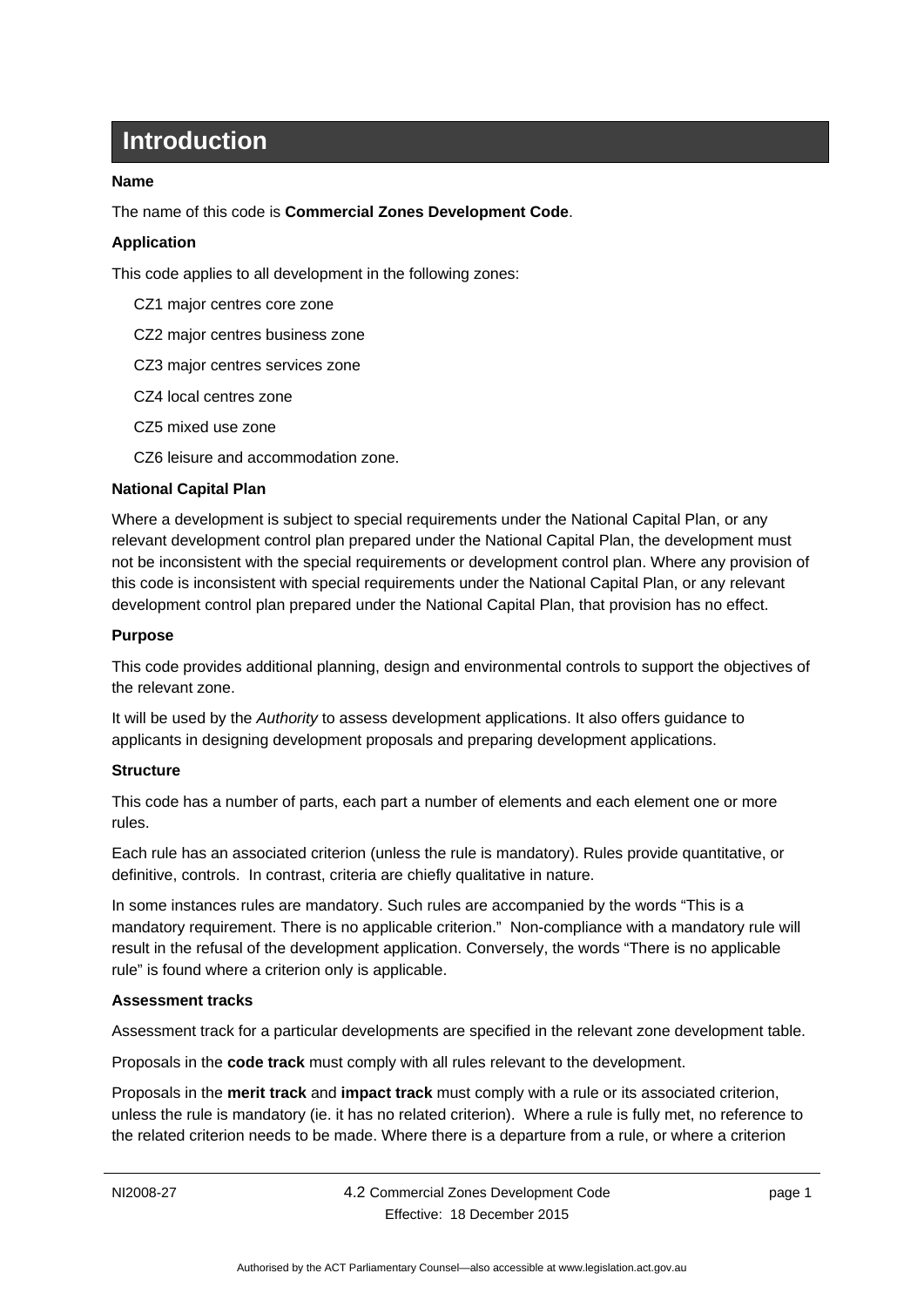# Introduction

**Name**

The name of this code is **Commercial Zones Development Code**.

**Application**

This code applies to all development in the following zones:

CZ1 major centres core zone

CZ2 major centres business zone

CZ3 major centres services zone

CZ4 local centres zone

CZ5 mixed use zone

CZ6 leisure and accommodation zone.

**National Capital Plan**

Where a development is subject to special requirements under the National Capital Plan, or any relevant development control plan prepared under the National Capital Plan, the development must not be inconsistent with the special requirements or development control plan. Where any provision of this code is inconsistent with special requirements under the National Capital Plan, or any relevant development control plan prepared under the National Capital Plan, that provision has no effect.

**Purpose**

This code provides additional planning, design and environmental controls to support the objectives of the relevant zone.

It will be used by the *Authority* to assess development applications. It also offers guidance to applicants in designing development proposals and preparing development applications.

**Structure**

This code has a number of parts, each part a number of elements and each element one or more rules.

Each rule has an associated criterion (unless the rule is mandatory). Rules provide quantitative, or definitive, controls. In contrast, criteria are chiefly qualitative in nature.

In some instances rules are mandatory. Such rules are accompanied by the words "This is a mandatory requirement. There is no applicable criterion." Non-compliance with a mandatory rule will result in the refusal of the development application. Conversely, the words "There is no applicable rule" is found where a criterion only is applicable.

**Assessment tracks**

Assessment track for a particular developments are specified in the relevant zone development table.

Proposals in the **code track** must comply with all rules relevant to the development.

Proposals in the **merit track** and **impact track** must comply with a rule or its associated criterion, unless the rule is mandatory (ie. it has no related criterion). Where a rule is fully met, no reference to the related criterion needs to be made. Where there is a departure from a rule, or where a criterion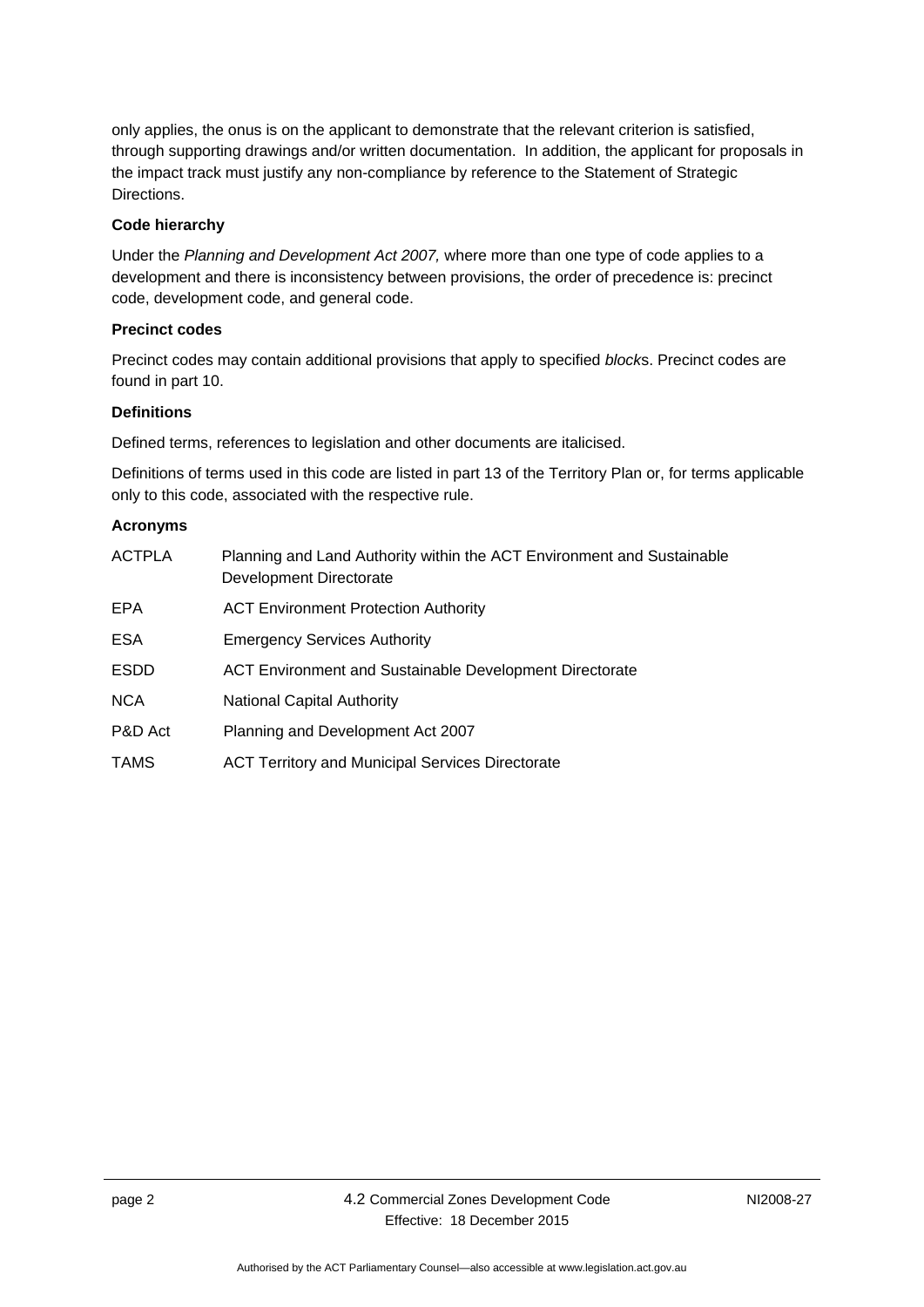only applies, the onus is on the applicant to demonstrate that the relevant criterion is satisfied, through supporting drawings and/or written documentation. In addition, the applicant for proposals in the impact track must justify any non-compliance by reference to the Statement of Strategic Directions.

**Code hierarchy**

Under the *Planning and Development Act 2007,* where more than one type of code applies to a development and there is inconsistency between provisions, the order of precedence is: precinct code, development code, and general code.

**Precinct codes**

Precinct codes may contain additional provisions that apply to specified *block*s. Precinct codes are found in part 10.

**Definitions**

Defined terms, references to legislation and other documents are italicised.

Definitions of terms used in this code are listed in part 13 of the Territory Plan or, for terms applicable only to this code, associated with the respective rule.

**Acronyms**

| | |
|---|---|
| ACTPLA | Planning and Land Authority within the ACT Environment and Sustainable Development Directorate |
| EPA | ACT Environment Protection Authority |
| ESA | Emergency Services Authority |
| ESDD | ACT Environment and Sustainable Development Directorate |
| NCA | National Capital Authority |
| P&D Act | Planning and Development Act 2007 |
| TAMS | ACT Territory and Municipal Services Directorate |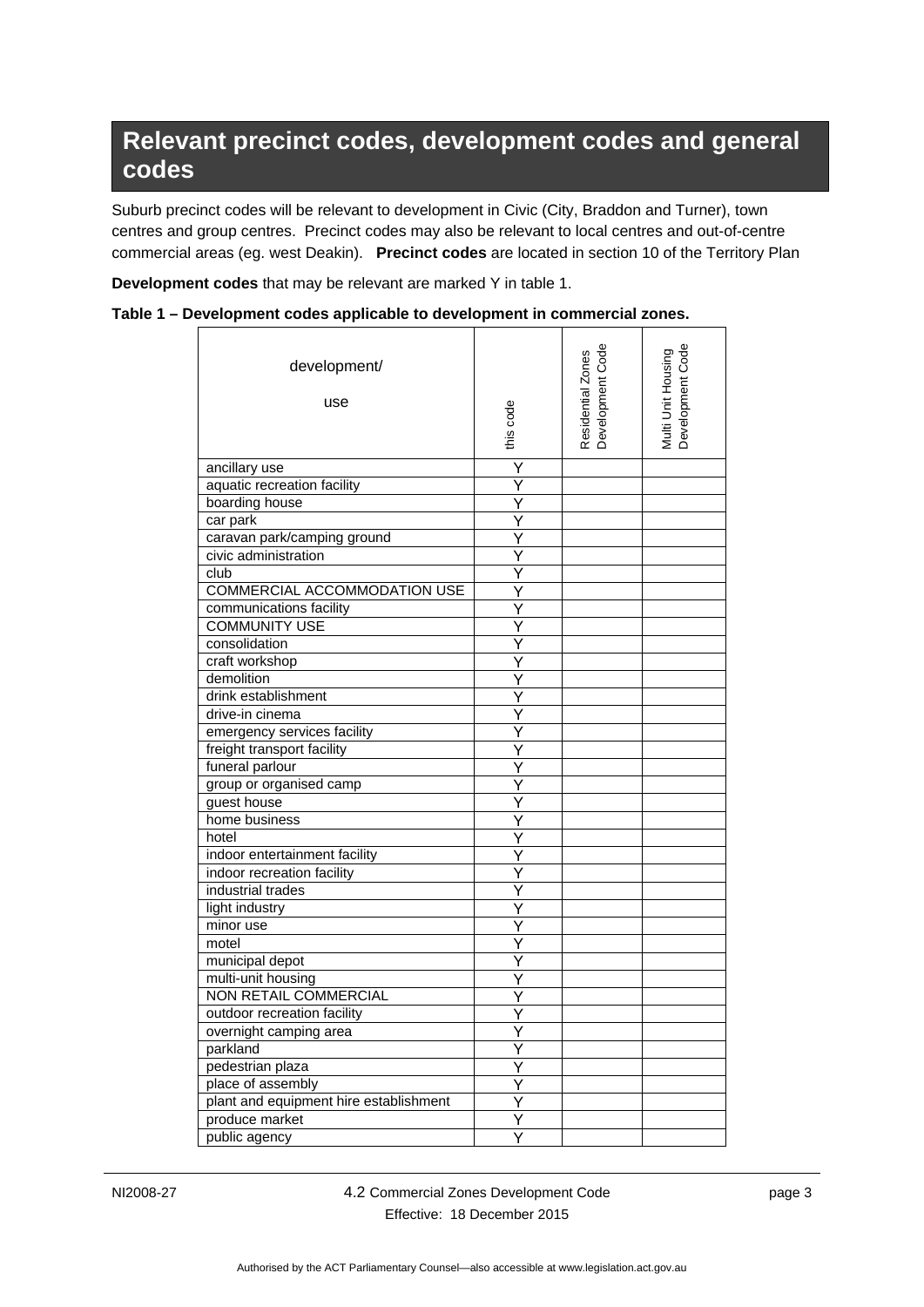# Relevant precinct codes, development codes and general codes

Suburb precinct codes will be relevant to development in Civic (City, Braddon and Turner), town centres and group centres. Precinct codes may also be relevant to local centres and out-of-centre commercial areas (eg. west Deakin). **Precinct codes** are located in section 10 of the Territory Plan

**Development codes** that may be relevant are marked Y in table 1.

**Table 1 – Development codes applicable to development in commercial zones.**

| development/ use | this code | Residential Zones Development Code | Multi Unit Housing Development Code |
|---|---|---|---|
| ancillary use | Y | | |
| aquatic recreation facility | Y | | |
| boarding house | Y | | |
| car park | Y | | |
| caravan park/camping ground | Y | | |
| civic administration | Y | | |
| club | Y | | |
| COMMERCIAL ACCOMMODATION USE | Y | | |
| communications facility | Y | | |
| COMMUNITY USE | Y | | |
| consolidation | Y | | |
| craft workshop | Y | | |
| demolition | Y | | |
| drink establishment | Y | | |
| drive-in cinema | Y | | |
| emergency services facility | Y | | |
| freight transport facility | Y | | |
| funeral parlour | Y | | |
| group or organised camp | Y | | |
| guest house | Y | | |
| home business | Y | | |
| hotel | Y | | |
| indoor entertainment facility | Y | | |
| indoor recreation facility | Y | | |
| industrial trades | Y | | |
| light industry | Y | | |
| minor use | Y | | |
| motel | Y | | |
| municipal depot | Y | | |
| multi-unit housing | Y | | |
| NON RETAIL COMMERCIAL | Y | | |
| outdoor recreation facility | Y | | |
| overnight camping area | Y | | |
| parkland | Y | | |
| pedestrian plaza | Y | | |
| place of assembly | Y | | |
| plant and equipment hire establishment | Y | | |
| produce market | Y | | |
| public agency | Y | | |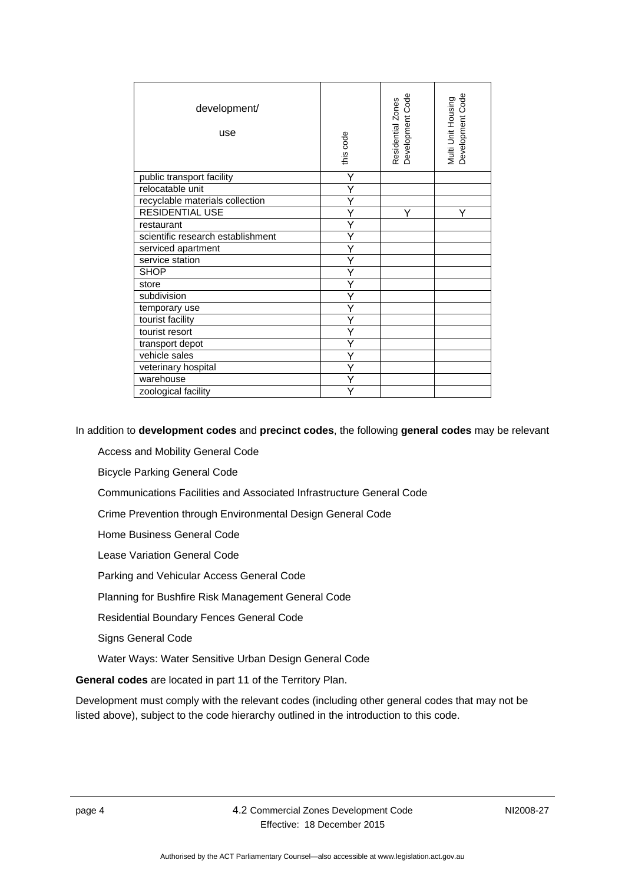| development/ use | this code | Residential Zones Development Code | Multi Unit Housing Development Code |
|---|---|---|---|
| public transport facility | Y | | |
| relocatable unit | Y | | |
| recyclable materials collection | Y | | |
| RESIDENTIAL USE | Y | Y | Y |
| restaurant | Y | | |
| scientific research establishment | Y | | |
| serviced apartment | Y | | |
| service station | Y | | |
| SHOP | Y | | |
| store | Y | | |
| subdivision | Y | | |
| temporary use | Y | | |
| tourist facility | Y | | |
| tourist resort | Y | | |
| transport depot | Y | | |
| vehicle sales | Y | | |
| veterinary hospital | Y | | |
| warehouse | Y | | |
| zoological facility | Y | | |

In addition to **development codes** and **precinct codes**, the following **general codes** may be relevant

Access and Mobility General Code

Bicycle Parking General Code

Communications Facilities and Associated Infrastructure General Code

Crime Prevention through Environmental Design General Code

Home Business General Code

Lease Variation General Code

Parking and Vehicular Access General Code

Planning for Bushfire Risk Management General Code

Residential Boundary Fences General Code

Signs General Code

Water Ways: Water Sensitive Urban Design General Code

**General codes** are located in part 11 of the Territory Plan.

Development must comply with the relevant codes (including other general codes that may not be listed above), subject to the code hierarchy outlined in the introduction to this code.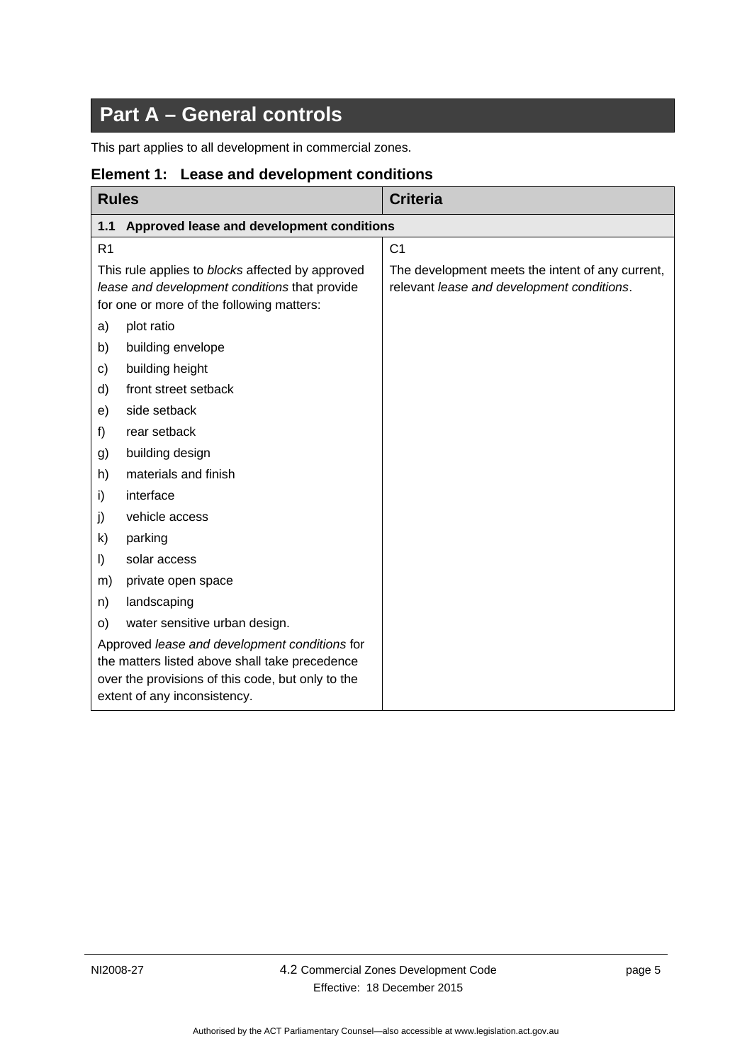# Part A – General controls

This part applies to all development in commercial zones.

## Element 1: Lease and development conditions

| Rules | Criteria |
|---|---|
| **1.1 Approved lease and development conditions** | |
| R1<br><br>This rule applies to *blocks* affected by approved *lease and development conditions* that provide for one or more of the following matters:<br>a) plot ratio<br>b) building envelope<br>c) building height<br>d) front street setback<br>e) side setback<br>f) rear setback<br>g) building design<br>h) materials and finish<br>i) interface<br>j) vehicle access<br>k) parking<br>l) solar access<br>m) private open space<br>n) landscaping<br>o) water sensitive urban design.<br><br>Approved *lease and development conditions* for the matters listed above shall take precedence over the provisions of this code, but only to the extent of any inconsistency. | C1<br><br>The development meets the intent of any current, relevant *lease and development conditions*. |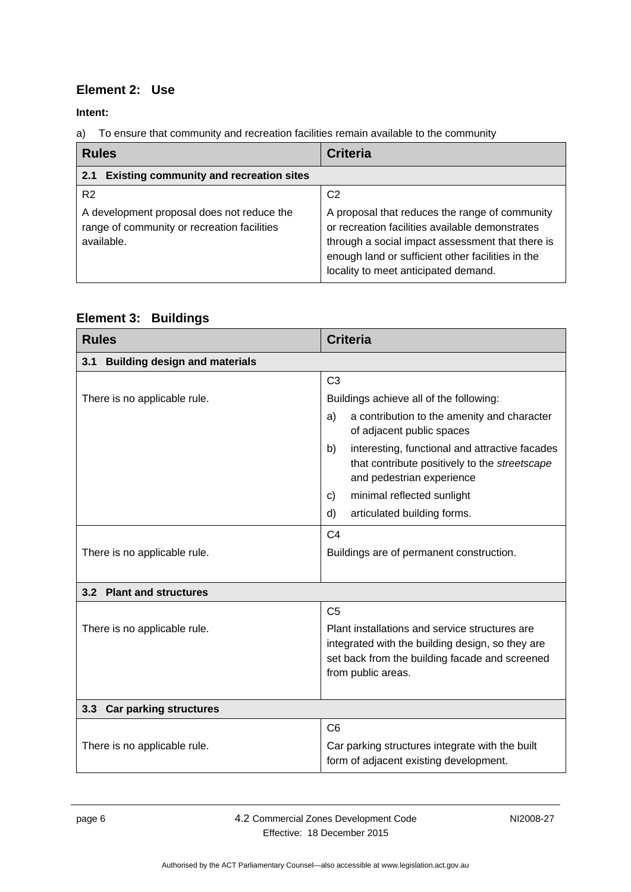## Element 2: Use

**Intent:**

a) To ensure that community and recreation facilities remain available to the community

| Rules | Criteria |
|---|---|
| **2.1 Existing community and recreation sites** | |
| R2<br><br>A development proposal does not reduce the range of community or recreation facilities available. | C2<br><br>A proposal that reduces the range of community or recreation facilities available demonstrates through a social impact assessment that there is enough land or sufficient other facilities in the locality to meet anticipated demand. |

## Element 3: Buildings

| Rules | Criteria |
|---|---|
| **3.1 Building design and materials** | |
| There is no applicable rule. | C3<br><br>Buildings achieve all of the following:<br>a) a contribution to the amenity and character of adjacent public spaces<br>b) interesting, functional and attractive facades that contribute positively to the *streetscape* and pedestrian experience<br>c) minimal reflected sunlight<br>d) articulated building forms. |
| There is no applicable rule. | C4<br><br>Buildings are of permanent construction. |
| **3.2 Plant and structures** | |
| There is no applicable rule. | C5<br><br>Plant installations and service structures are integrated with the building design, so they are set back from the building facade and screened from public areas. |
| **3.3 Car parking structures** | |
| There is no applicable rule. | C6<br><br>Car parking structures integrate with the built form of adjacent existing development. |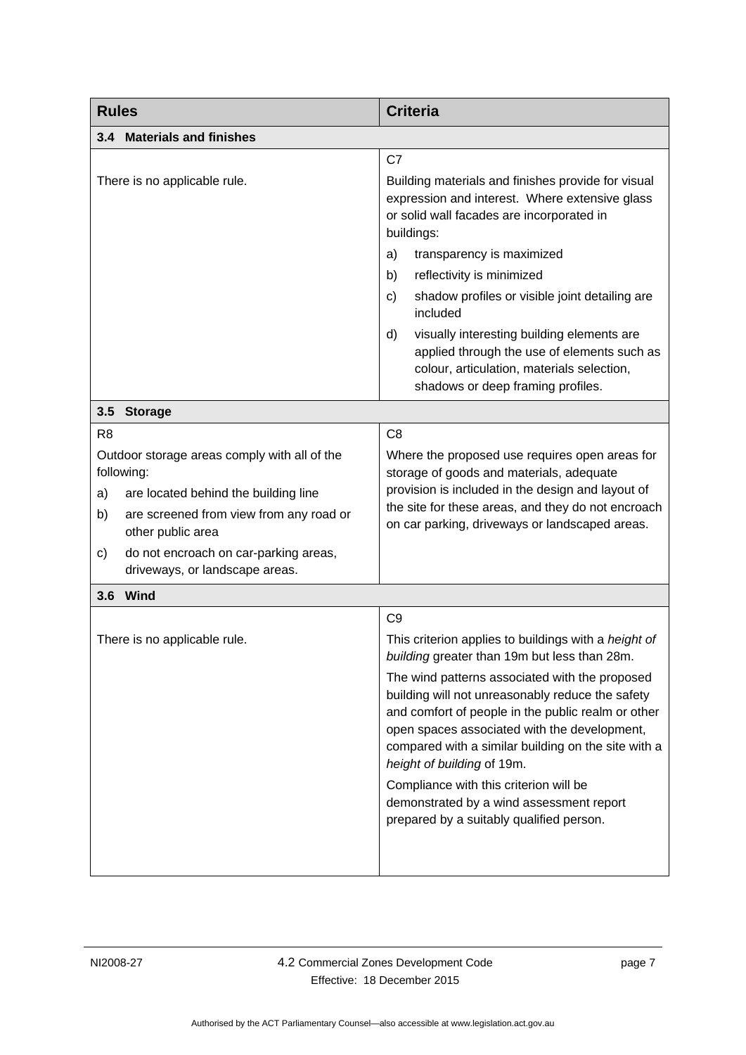| Rules | Criteria |
| --- | --- |
| **3.4 Materials and finishes** | |
| There is no applicable rule. | C7<br>Building materials and finishes provide for visual expression and interest. Where extensive glass or solid wall facades are incorporated in buildings:<br>a) transparency is maximized<br>b) reflectivity is minimized<br>c) shadow profiles or visible joint detailing are included<br>d) visually interesting building elements are applied through the use of elements such as colour, articulation, materials selection, shadows or deep framing profiles. |
| **3.5 Storage** | |
| R8<br>Outdoor storage areas comply with all of the following:<br>a) are located behind the building line<br>b) are screened from view from any road or other public area<br>c) do not encroach on car-parking areas, driveways, or landscape areas. | C8<br>Where the proposed use requires open areas for storage of goods and materials, adequate provision is included in the design and layout of the site for these areas, and they do not encroach on car parking, driveways or landscaped areas. |
| **3.6 Wind** | |
| There is no applicable rule. | C9<br>This criterion applies to buildings with a *height of building* greater than 19m but less than 28m.<br>The wind patterns associated with the proposed building will not unreasonably reduce the safety and comfort of people in the public realm or other open spaces associated with the development, compared with a similar building on the site with a *height of building* of 19m.<br>Compliance with this criterion will be demonstrated by a wind assessment report prepared by a suitably qualified person. |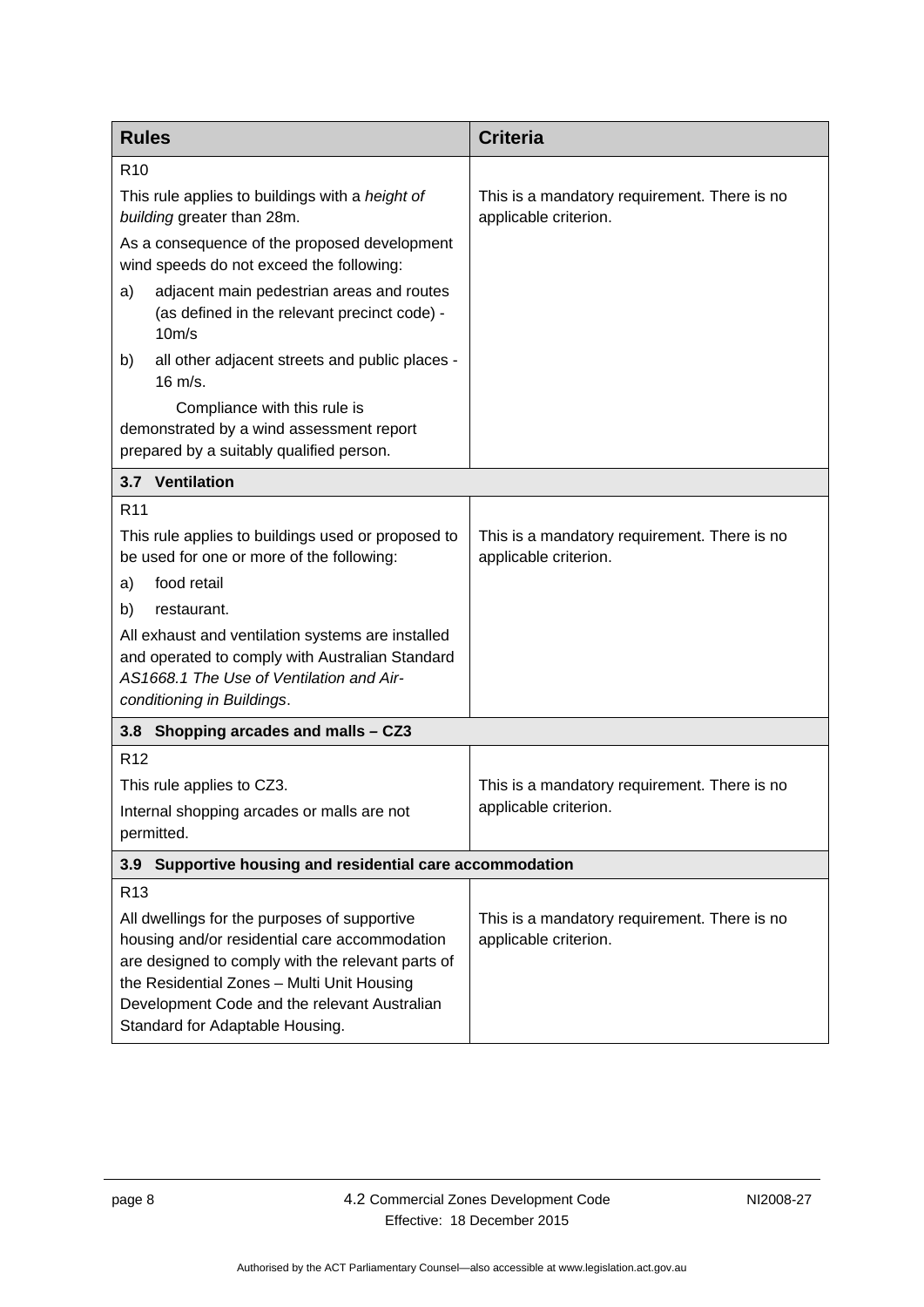| Rules | Criteria |
|---|---|
| R10<br><br>This rule applies to buildings with a *height of building* greater than 28m.<br><br>As a consequence of the proposed development wind speeds do not exceed the following:<br><br>a) adjacent main pedestrian areas and routes (as defined in the relevant precinct code) - 10m/s<br><br>b) all other adjacent streets and public places - 16 m/s.<br><br>Compliance with this rule is demonstrated by a wind assessment report prepared by a suitably qualified person. | This is a mandatory requirement. There is no applicable criterion. |
| **3.7 Ventilation** | |
| R11<br><br>This rule applies to buildings used or proposed to be used for one or more of the following:<br><br>a) food retail<br><br>b) restaurant.<br><br>All exhaust and ventilation systems are installed and operated to comply with Australian Standard *AS1668.1 The Use of Ventilation and Air-conditioning in Buildings*. | This is a mandatory requirement. There is no applicable criterion. |
| **3.8 Shopping arcades and malls – CZ3** | |
| R12<br><br>This rule applies to CZ3.<br><br>Internal shopping arcades or malls are not permitted. | This is a mandatory requirement. There is no applicable criterion. |
| **3.9 Supportive housing and residential care accommodation** | |
| R13<br><br>All dwellings for the purposes of supportive housing and/or residential care accommodation are designed to comply with the relevant parts of the Residential Zones – Multi Unit Housing Development Code and the relevant Australian Standard for Adaptable Housing. | This is a mandatory requirement. There is no applicable criterion. |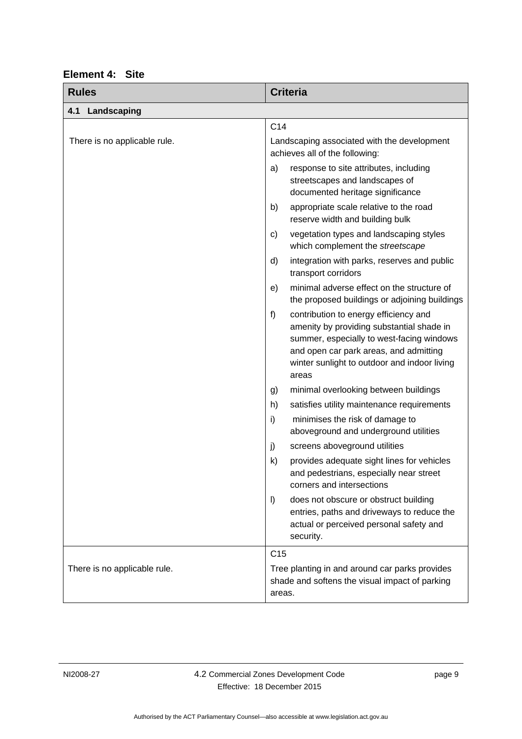## Element 4: Site

| Rules | Criteria |
| --- | --- |
| **4.1 Landscaping** | |
| There is no applicable rule. | C14<br>Landscaping associated with the development achieves all of the following:<br>a) response to site attributes, including streetscapes and landscapes of documented heritage significance<br>b) appropriate scale relative to the road reserve width and building bulk<br>c) vegetation types and landscaping styles which complement the *streetscape*<br>d) integration with parks, reserves and public transport corridors<br>e) minimal adverse effect on the structure of the proposed buildings or adjoining buildings<br>f) contribution to energy efficiency and amenity by providing substantial shade in summer, especially to west-facing windows and open car park areas, and admitting winter sunlight to outdoor and indoor living areas<br>g) minimal overlooking between buildings<br>h) satisfies utility maintenance requirements<br>i) minimises the risk of damage to aboveground and underground utilities<br>j) screens aboveground utilities<br>k) provides adequate sight lines for vehicles and pedestrians, especially near street corners and intersections<br>l) does not obscure or obstruct building entries, paths and driveways to reduce the actual or perceived personal safety and security. |
| There is no applicable rule. | C15<br>Tree planting in and around car parks provides shade and softens the visual impact of parking areas. |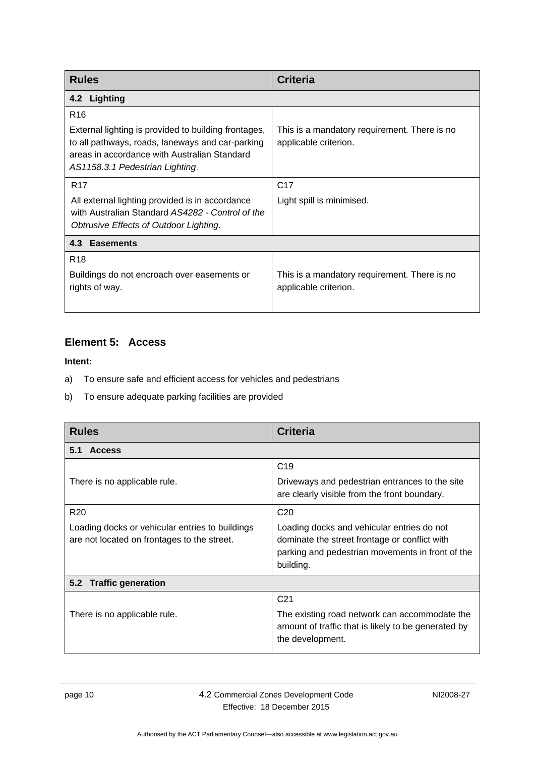| Rules | Criteria |
|---|---|
| **4.2 Lighting** | |
| R16<br>External lighting is provided to building frontages, to all pathways, roads, laneways and car-parking areas in accordance with Australian Standard *AS1158.3.1 Pedestrian Lighting*. | This is a mandatory requirement. There is no applicable criterion. |
| R17<br>All external lighting provided is in accordance with Australian Standard *AS4282 - Control of the Obtrusive Effects of Outdoor Lighting*. | C17<br>Light spill is minimised. |
| **4.3 Easements** | |
| R18<br>Buildings do not encroach over easements or rights of way. | This is a mandatory requirement. There is no applicable criterion. |

### Element 5: Access

**Intent:**

a) To ensure safe and efficient access for vehicles and pedestrians

b) To ensure adequate parking facilities are provided

| Rules | Criteria |
|---|---|
| **5.1 Access** | |
| There is no applicable rule. | C19<br>Driveways and pedestrian entrances to the site are clearly visible from the front boundary. |
| R20<br>Loading docks or vehicular entries to buildings are not located on frontages to the street. | C20<br>Loading docks and vehicular entries do not dominate the street frontage or conflict with parking and pedestrian movements in front of the building. |
| **5.2 Traffic generation** | |
| There is no applicable rule. | C21<br>The existing road network can accommodate the amount of traffic that is likely to be generated by the development. |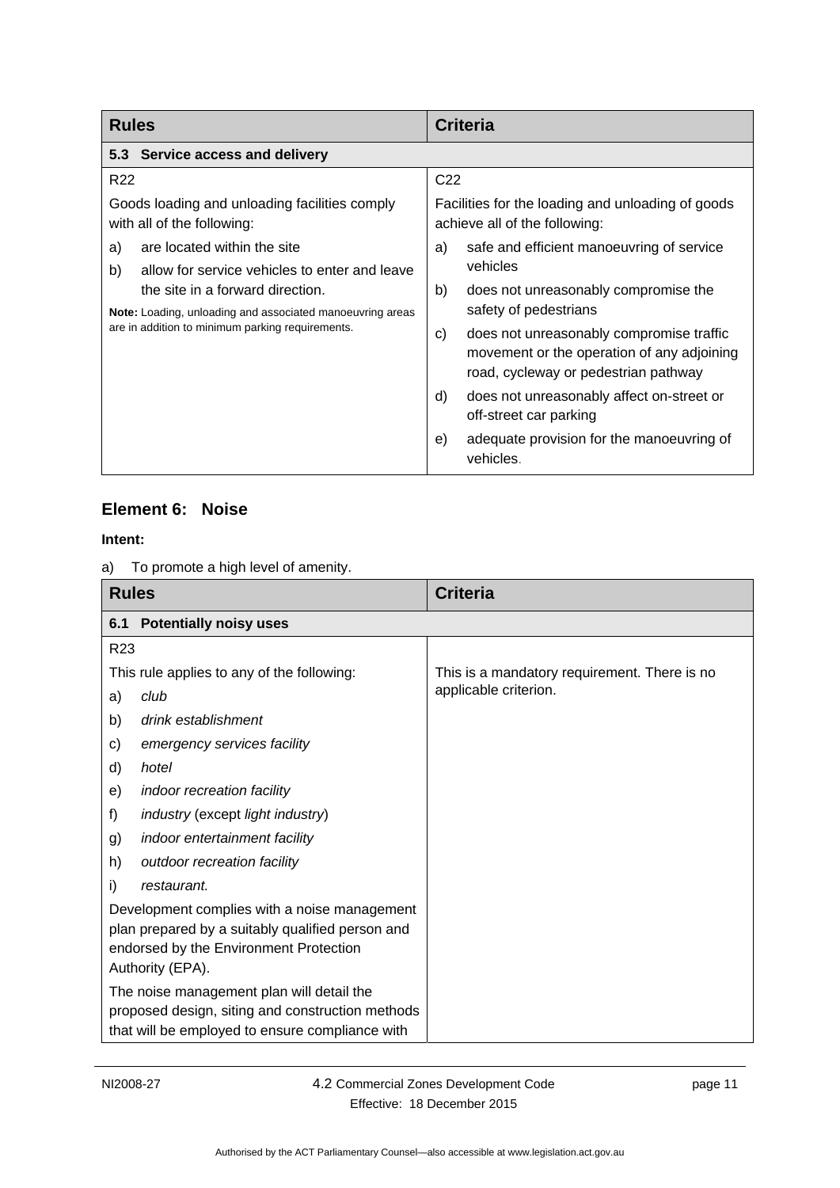| Rules | Criteria |
|---|---|
| **5.3 Service access and delivery** | |
| R22<br><br>Goods loading and unloading facilities comply with all of the following:<br><br>a) are located within the site<br>b) allow for service vehicles to enter and leave the site in a forward direction.<br><br>**Note:** Loading, unloading and associated manoeuvring areas are in addition to minimum parking requirements. | C22<br><br>Facilities for the loading and unloading of goods achieve all of the following:<br><br>a) safe and efficient manoeuvring of service vehicles<br>b) does not unreasonably compromise the safety of pedestrians<br>c) does not unreasonably compromise traffic movement or the operation of any adjoining road, cycleway or pedestrian pathway<br>d) does not unreasonably affect on-street or off-street car parking<br>e) adequate provision for the manoeuvring of vehicles. |

## Element 6: Noise

**Intent:**

a) To promote a high level of amenity.

| Rules | Criteria |
|---|---|
| **6.1 Potentially noisy uses** | |
| R23<br><br>This rule applies to any of the following:<br><br>a) *club*<br>b) *drink establishment*<br>c) *emergency services facility*<br>d) *hotel*<br>e) *indoor recreation facility*<br>f) *industry* (except *light industry*)<br>g) *indoor entertainment facility*<br>h) *outdoor recreation facility*<br>i) *restaurant.*<br><br>Development complies with a noise management plan prepared by a suitably qualified person and endorsed by the Environment Protection Authority (EPA).<br><br>The noise management plan will detail the proposed design, siting and construction methods that will be employed to ensure compliance with | This is a mandatory requirement. There is no applicable criterion. |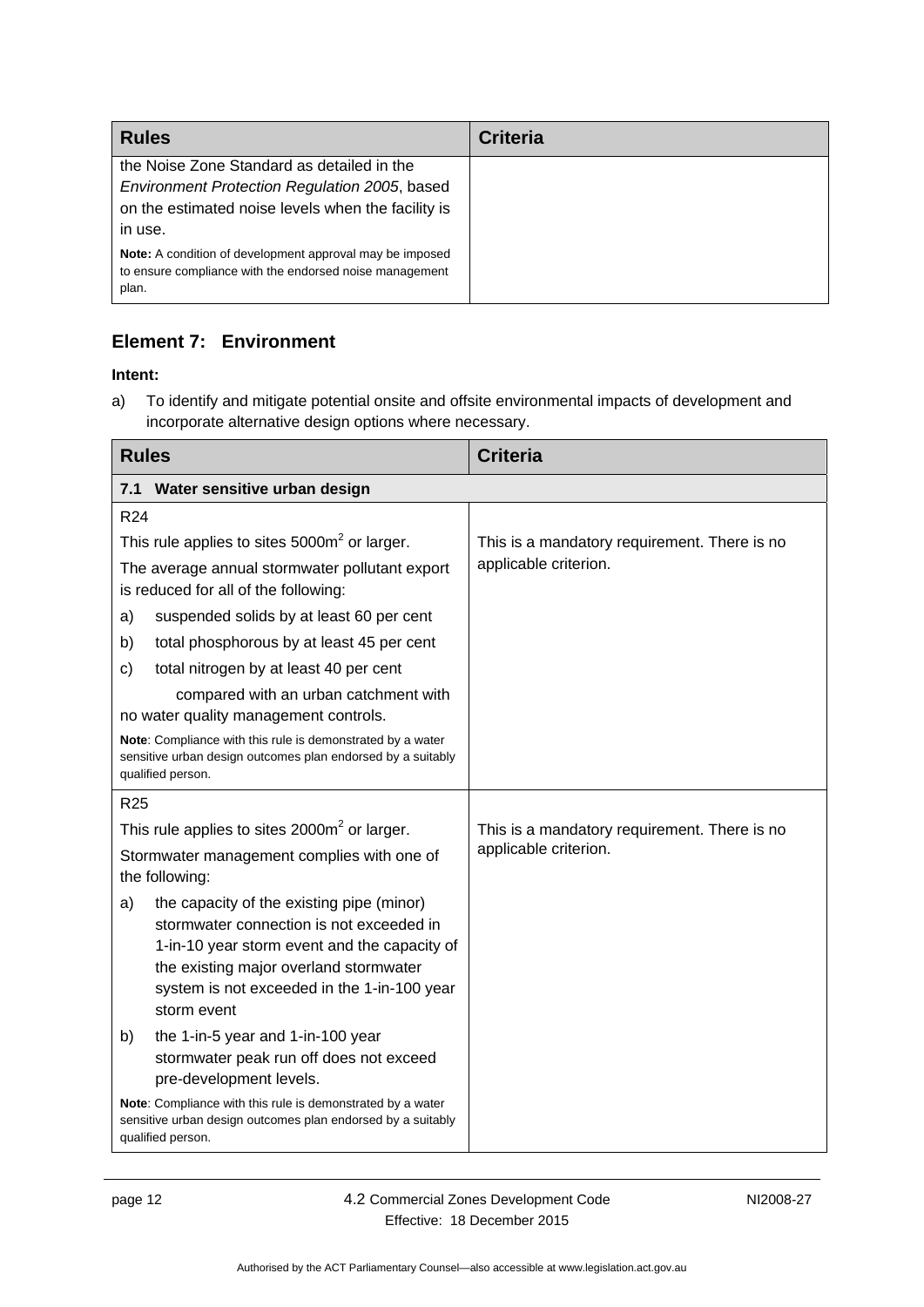| Rules | Criteria |
|---|---|
| the Noise Zone Standard as detailed in the *Environment Protection Regulation 2005*, based on the estimated noise levels when the facility is in use.<br><br>**Note:** A condition of development approval may be imposed to ensure compliance with the endorsed noise management plan. | |

## Element 7: Environment

**Intent:**

a) To identify and mitigate potential onsite and offsite environmental impacts of development and incorporate alternative design options where necessary.

| Rules | Criteria |
|---|---|
| **7.1 Water sensitive urban design** | |
| R24<br><br>This rule applies to sites 5000m$^2$ or larger.<br><br>The average annual stormwater pollutant export is reduced for all of the following:<br><br>a) suspended solids by at least 60 per cent<br><br>b) total phosphorous by at least 45 per cent<br><br>c) total nitrogen by at least 40 per cent<br><br>compared with an urban catchment with no water quality management controls.<br><br>**Note**: Compliance with this rule is demonstrated by a water sensitive urban design outcomes plan endorsed by a suitably qualified person. | This is a mandatory requirement. There is no applicable criterion. |
| R25<br><br>This rule applies to sites 2000m$^2$ or larger.<br><br>Stormwater management complies with one of the following:<br><br>a) the capacity of the existing pipe (minor) stormwater connection is not exceeded in 1-in-10 year storm event and the capacity of the existing major overland stormwater system is not exceeded in the 1-in-100 year storm event<br><br>b) the 1-in-5 year and 1-in-100 year stormwater peak run off does not exceed pre-development levels.<br><br>**Note**: Compliance with this rule is demonstrated by a water sensitive urban design outcomes plan endorsed by a suitably qualified person. | This is a mandatory requirement. There is no applicable criterion. |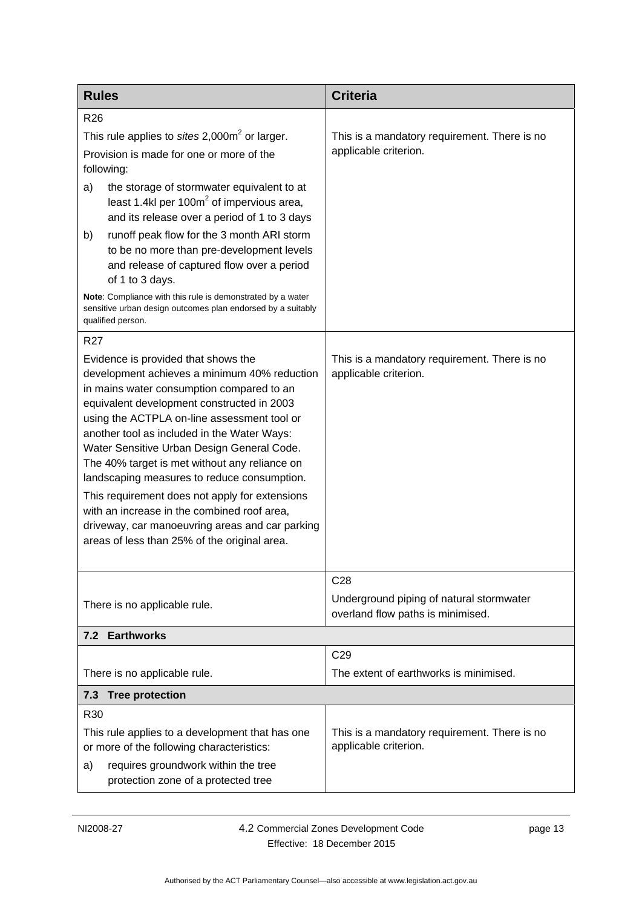| Rules | Criteria |
|---|---|
| R26<br><br>This rule applies to *sites* 2,000m$^2$ or larger.<br><br>Provision is made for one or more of the following:<br><br>a) the storage of stormwater equivalent to at least 1.4kl per 100m$^2$ of impervious area, and its release over a period of 1 to 3 days<br><br>b) runoff peak flow for the 3 month ARI storm to be no more than pre-development levels and release of captured flow over a period of 1 to 3 days.<br><br>**Note**: Compliance with this rule is demonstrated by a water sensitive urban design outcomes plan endorsed by a suitably qualified person. | This is a mandatory requirement. There is no applicable criterion. |
| R27<br><br>Evidence is provided that shows the development achieves a minimum 40% reduction in mains water consumption compared to an equivalent development constructed in 2003 using the ACTPLA on-line assessment tool or another tool as included in the Water Ways: Water Sensitive Urban Design General Code. The 40% target is met without any reliance on landscaping measures to reduce consumption.<br><br>This requirement does not apply for extensions with an increase in the combined roof area, driveway, car manoeuvring areas and car parking areas of less than 25% of the original area. | This is a mandatory requirement. There is no applicable criterion. |
| There is no applicable rule. | C28<br><br>Underground piping of natural stormwater overland flow paths is minimised. |
| **7.2 Earthworks** | |
| There is no applicable rule. | C29<br><br>The extent of earthworks is minimised. |
| **7.3 Tree protection** | |
| R30<br><br>This rule applies to a development that has one or more of the following characteristics:<br><br>a) requires groundwork within the tree protection zone of a protected tree | This is a mandatory requirement. There is no applicable criterion. |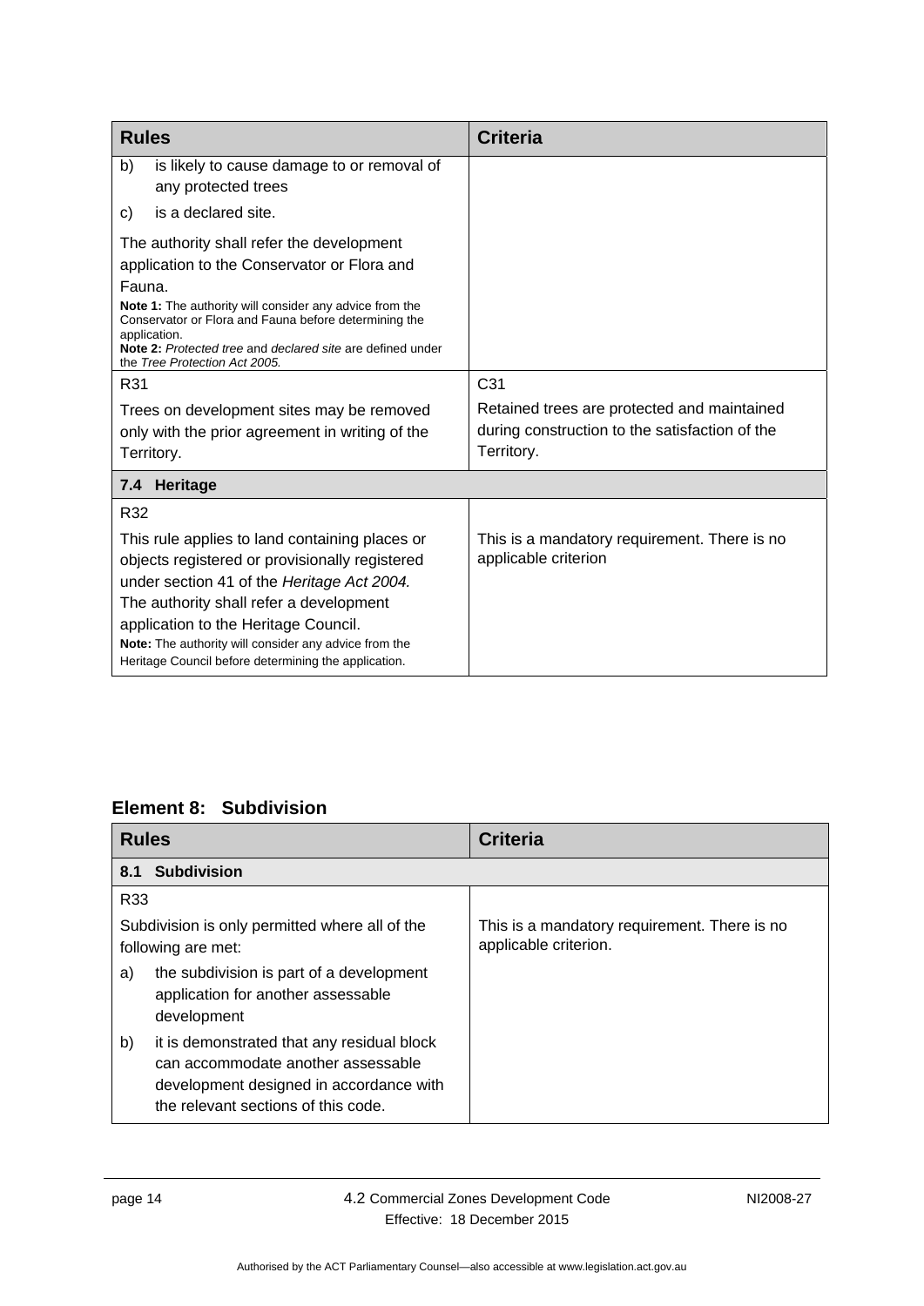| Rules | Criteria |
|---|---|
| b) is likely to cause damage to or removal of any protected trees<br>c) is a declared site.<br><br>The authority shall refer the development application to the Conservator or Flora and Fauna.<br>**Note 1:** The authority will consider any advice from the Conservator or Flora and Fauna before determining the application.<br>**Note 2:** *Protected tree* and *declared site* are defined under the *Tree Protection Act 2005.* | |
| R31<br><br>Trees on development sites may be removed only with the prior agreement in writing of the Territory. | C31<br><br>Retained trees are protected and maintained during construction to the satisfaction of the Territory. |
| **7.4 Heritage** | |
| R32<br><br>This rule applies to land containing places or objects registered or provisionally registered under section 41 of the *Heritage Act 2004.*<br>The authority shall refer a development application to the Heritage Council.<br>**Note:** The authority will consider any advice from the Heritage Council before determining the application. | This is a mandatory requirement. There is no applicable criterion |

## Element 8: Subdivision

| Rules | Criteria |
|---|---|
| **8.1 Subdivision** | |
| R33<br><br>Subdivision is only permitted where all of the following are met:<br>a) the subdivision is part of a development application for another assessable development<br>b) it is demonstrated that any residual block can accommodate another assessable development designed in accordance with the relevant sections of this code. | This is a mandatory requirement. There is no applicable criterion. |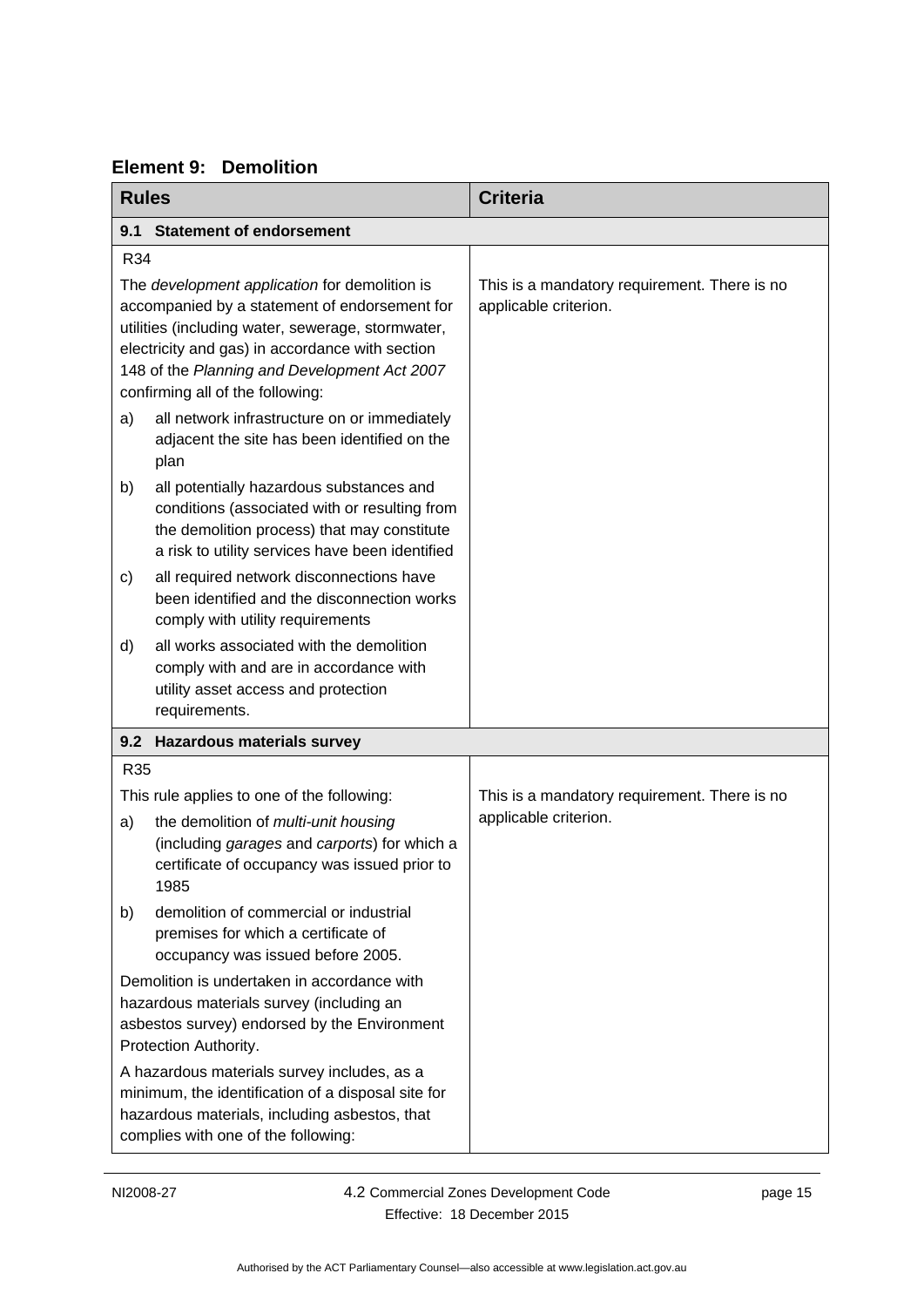## Element 9: Demolition

| Rules | Criteria |
|---|---|
| **9.1 Statement of endorsement** | |
| R34<br><br>The *development application* for demolition is accompanied by a statement of endorsement for utilities (including water, sewerage, stormwater, electricity and gas) in accordance with section 148 of the *Planning and Development Act 2007* confirming all of the following:<br><br>a) all network infrastructure on or immediately adjacent the site has been identified on the plan<br><br>b) all potentially hazardous substances and conditions (associated with or resulting from the demolition process) that may constitute a risk to utility services have been identified<br><br>c) all required network disconnections have been identified and the disconnection works comply with utility requirements<br><br>d) all works associated with the demolition comply with and are in accordance with utility asset access and protection requirements. | This is a mandatory requirement. There is no applicable criterion. |
| **9.2 Hazardous materials survey** | |
| R35<br><br>This rule applies to one of the following:<br><br>a) the demolition of *multi-unit housing* (including *garages* and *carports*) for which a certificate of occupancy was issued prior to 1985<br><br>b) demolition of commercial or industrial premises for which a certificate of occupancy was issued before 2005.<br><br>Demolition is undertaken in accordance with hazardous materials survey (including an asbestos survey) endorsed by the Environment Protection Authority.<br><br>A hazardous materials survey includes, as a minimum, the identification of a disposal site for hazardous materials, including asbestos, that complies with one of the following: | This is a mandatory requirement. There is no applicable criterion. |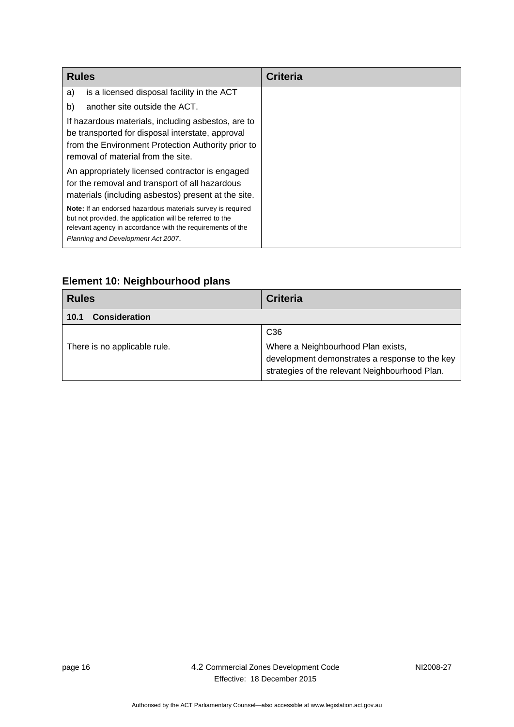| Rules | Criteria |
|---|---|
| a) is a licensed disposal facility in the ACT<br>b) another site outside the ACT.<br><br>If hazardous materials, including asbestos, are to be transported for disposal interstate, approval from the Environment Protection Authority prior to removal of material from the site.<br><br>An appropriately licensed contractor is engaged for the removal and transport of all hazardous materials (including asbestos) present at the site.<br><br>**Note:** If an endorsed hazardous materials survey is required but not provided, the application will be referred to the relevant agency in accordance with the requirements of the *Planning and Development Act 2007*. | |

### Element 10: Neighbourhood plans

| Rules | Criteria |
|---|---|
| **10.1 Consideration** | |
| There is no applicable rule. | C36<br><br>Where a Neighbourhood Plan exists, development demonstrates a response to the key strategies of the relevant Neighbourhood Plan. |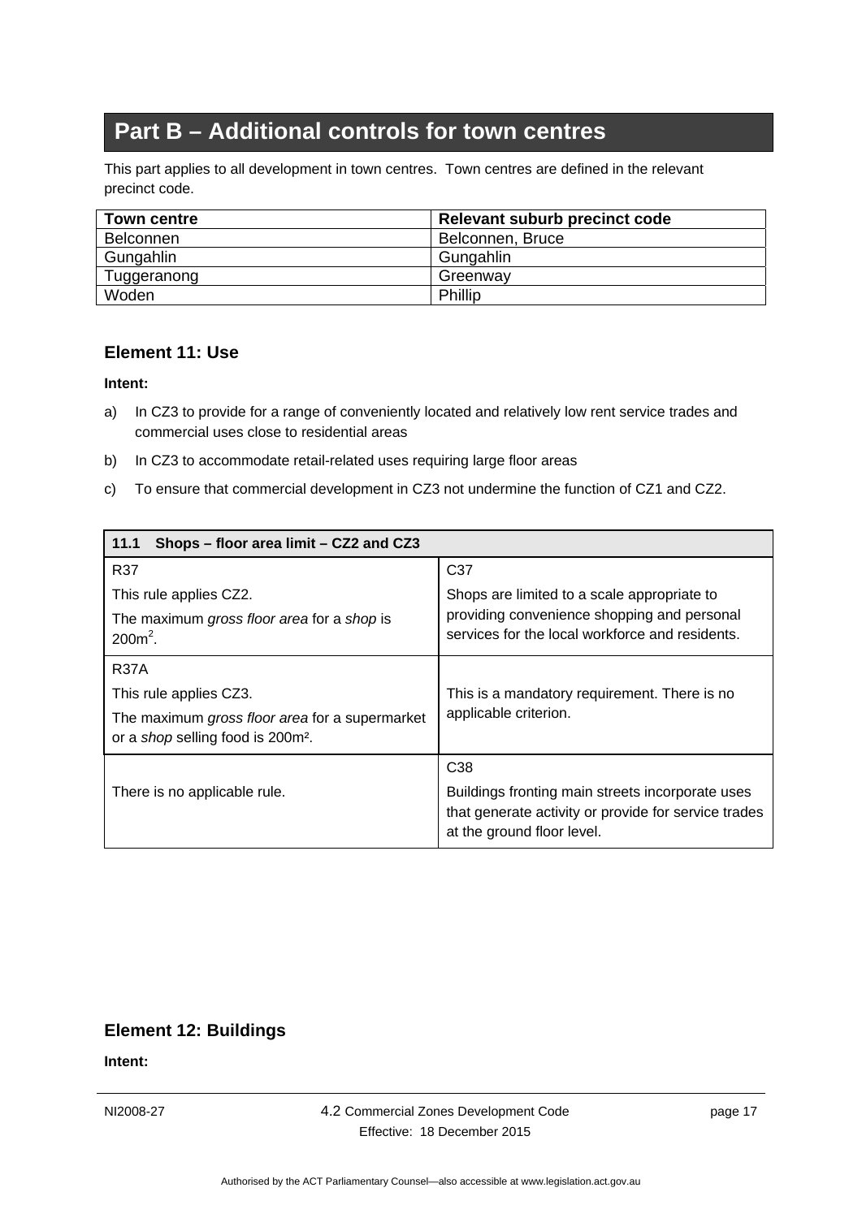# Part B – Additional controls for town centres

This part applies to all development in town centres. Town centres are defined in the relevant precinct code.

| Town centre | Relevant suburb precinct code |
|---|---|
| Belconnen | Belconnen, Bruce |
| Gungahlin | Gungahlin |
| Tuggeranong | Greenway |
| Woden | Phillip |

## Element 11: Use

**Intent:**

a) In CZ3 to provide for a range of conveniently located and relatively low rent service trades and commercial uses close to residential areas

b) In CZ3 to accommodate retail-related uses requiring large floor areas

c) To ensure that commercial development in CZ3 not undermine the function of CZ1 and CZ2.

| **11.1 Shops – floor area limit – CZ2 and CZ3** | |
|---|---|
| R37<br>This rule applies CZ2.<br>The maximum *gross floor area* for a *shop* is 200m$^2$. | C37<br>Shops are limited to a scale appropriate to providing convenience shopping and personal services for the local workforce and residents. |
| R37A<br>This rule applies CZ3.<br>The maximum *gross floor area* for a supermarket or a *shop* selling food is 200m$^2$. | This is a mandatory requirement. There is no applicable criterion. |
| There is no applicable rule. | C38<br>Buildings fronting main streets incorporate uses that generate activity or provide for service trades at the ground floor level. |

## Element 12: Buildings

**Intent:**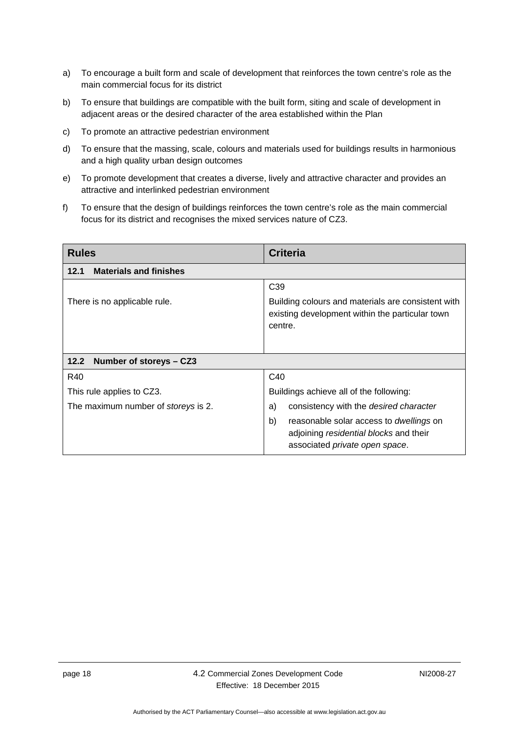a) To encourage a built form and scale of development that reinforces the town centre's role as the main commercial focus for its district

b) To ensure that buildings are compatible with the built form, siting and scale of development in adjacent areas or the desired character of the area established within the Plan

c) To promote an attractive pedestrian environment

d) To ensure that the massing, scale, colours and materials used for buildings results in harmonious and a high quality urban design outcomes

e) To promote development that creates a diverse, lively and attractive character and provides an attractive and interlinked pedestrian environment

f) To ensure that the design of buildings reinforces the town centre's role as the main commercial focus for its district and recognises the mixed services nature of CZ3.

| Rules | Criteria |
|---|---|
| **12.1 Materials and finishes** | |
| There is no applicable rule. | C39<br>Building colours and materials are consistent with existing development within the particular town centre. |
| **12.2 Number of storeys – CZ3** | |
| R40<br>This rule applies to CZ3.<br>The maximum number of *storeys* is 2. | C40<br>Buildings achieve all of the following:<br>a) consistency with the *desired character*<br>b) reasonable solar access to *dwellings* on adjoining *residential blocks* and their associated *private open space*. |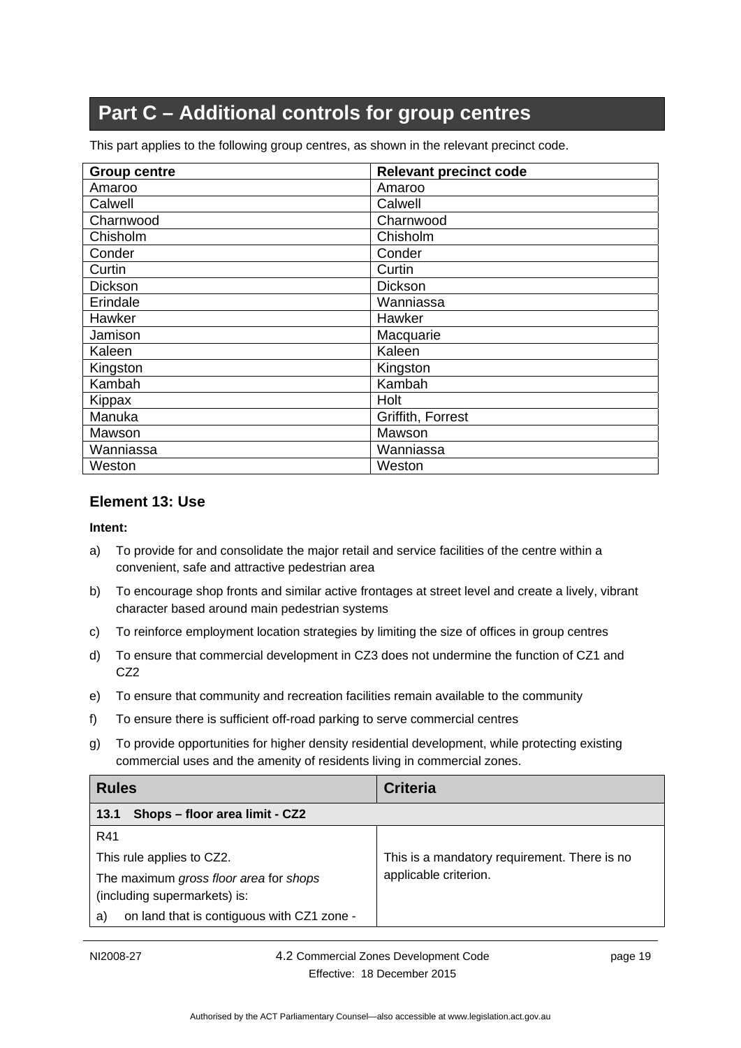# Part C – Additional controls for group centres

This part applies to the following group centres, as shown in the relevant precinct code.

| Group centre | Relevant precinct code |
|---|---|
| Amaroo | Amaroo |
| Calwell | Calwell |
| Charnwood | Charnwood |
| Chisholm | Chisholm |
| Conder | Conder |
| Curtin | Curtin |
| Dickson | Dickson |
| Erindale | Wanniassa |
| Hawker | Hawker |
| Jamison | Macquarie |
| Kaleen | Kaleen |
| Kingston | Kingston |
| Kambah | Kambah |
| Kippax | Holt |
| Manuka | Griffith, Forrest |
| Mawson | Mawson |
| Wanniassa | Wanniassa |
| Weston | Weston |

## Element 13: Use

**Intent:**

a) To provide for and consolidate the major retail and service facilities of the centre within a convenient, safe and attractive pedestrian area

b) To encourage shop fronts and similar active frontages at street level and create a lively, vibrant character based around main pedestrian systems

c) To reinforce employment location strategies by limiting the size of offices in group centres

d) To ensure that commercial development in CZ3 does not undermine the function of CZ1 and CZ2

e) To ensure that community and recreation facilities remain available to the community

f) To ensure there is sufficient off-road parking to serve commercial centres

g) To provide opportunities for higher density residential development, while protecting existing commercial uses and the amenity of residents living in commercial zones.

| Rules | Criteria |
|---|---|
| **13.1 Shops – floor area limit - CZ2** | |
| R41<br>This rule applies to CZ2.<br>The maximum *gross floor area* for *shops* (including supermarkets) is:<br>a) on land that is contiguous with CZ1 zone - | This is a mandatory requirement. There is no applicable criterion. |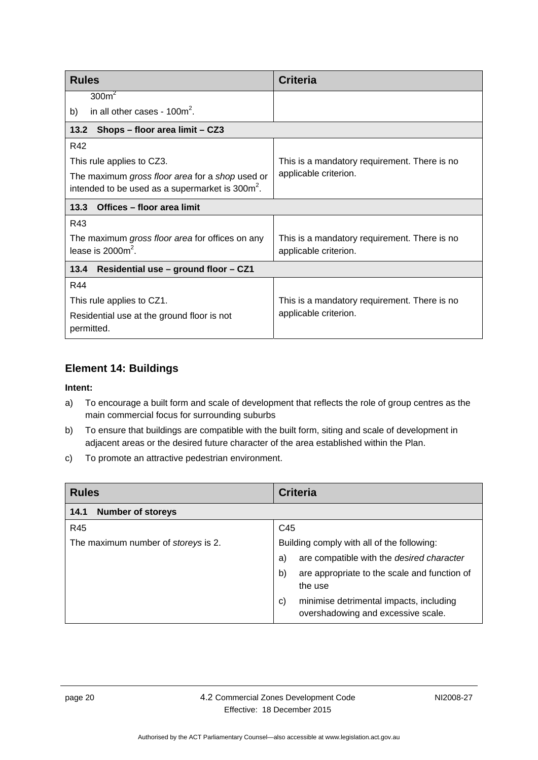| Rules | Criteria |
|---|---|
| $300m^2$ | |
| b) in all other cases - $100m^2$. | |
| **13.2 Shops – floor area limit – CZ3** | |
| R42<br><br>This rule applies to CZ3.<br><br>The maximum *gross floor area* for a *shop* used or intended to be used as a supermarket is $300m^2$. | This is a mandatory requirement. There is no applicable criterion. |
| **13.3 Offices – floor area limit** | |
| R43<br><br>The maximum *gross floor area* for offices on any lease is $2000m^2$. | This is a mandatory requirement. There is no applicable criterion. |
| **13.4 Residential use – ground floor – CZ1** | |
| R44<br><br>This rule applies to CZ1.<br><br>Residential use at the ground floor is not permitted. | This is a mandatory requirement. There is no applicable criterion. |

## Element 14: Buildings

**Intent:**

a) To encourage a built form and scale of development that reflects the role of group centres as the main commercial focus for surrounding suburbs

b) To ensure that buildings are compatible with the built form, siting and scale of development in adjacent areas or the desired future character of the area established within the Plan.

c) To promote an attractive pedestrian environment.

| Rules | Criteria |
|---|---|
| **14.1 Number of storeys** | |
| R45<br><br>The maximum number of *storeys* is 2. | C45<br><br>Building comply with all of the following:<br><br>a) are compatible with the *desired character*<br><br>b) are appropriate to the scale and function of the use<br><br>c) minimise detrimental impacts, including overshadowing and excessive scale. |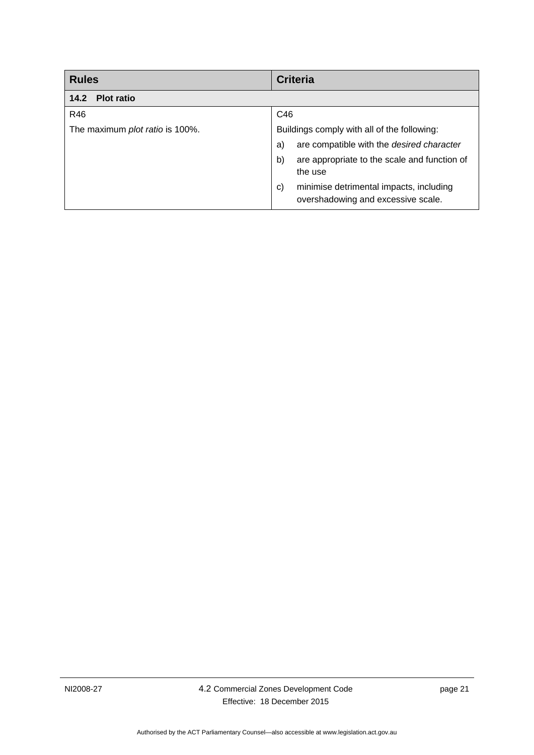| Rules | Criteria |
|---|---|
| **14.2 Plot ratio** | |
| R46 | C46 |
| The maximum *plot ratio* is 100%. | Buildings comply with all of the following:<br>a) are compatible with the *desired character*<br>b) are appropriate to the scale and function of the use<br>c) minimise detrimental impacts, including overshadowing and excessive scale. |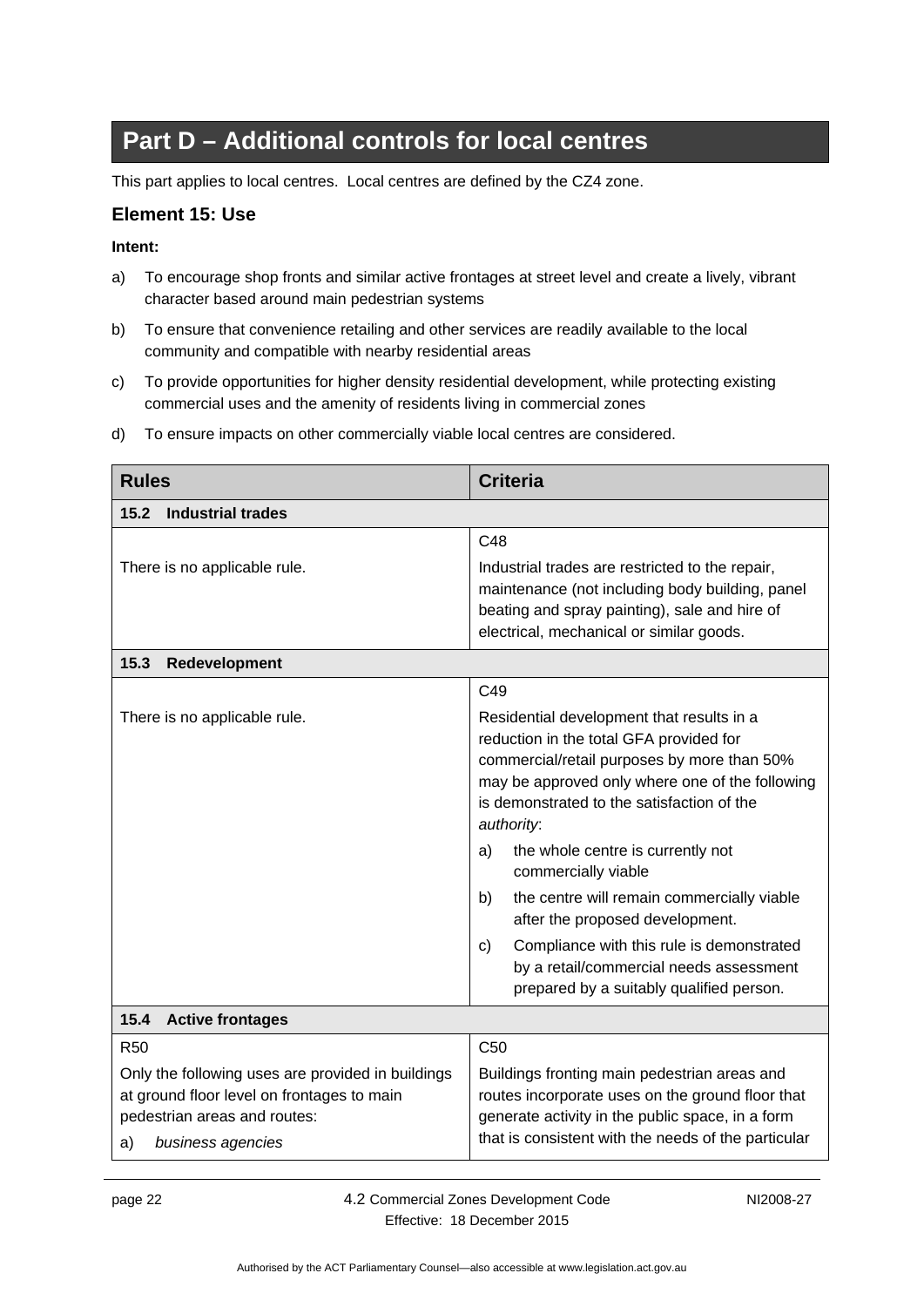# Part D – Additional controls for local centres

This part applies to local centres. Local centres are defined by the CZ4 zone.

## Element 15: Use

**Intent:**

a) To encourage shop fronts and similar active frontages at street level and create a lively, vibrant character based around main pedestrian systems

b) To ensure that convenience retailing and other services are readily available to the local community and compatible with nearby residential areas

c) To provide opportunities for higher density residential development, while protecting existing commercial uses and the amenity of residents living in commercial zones

d) To ensure impacts on other commercially viable local centres are considered.

| Rules | Criteria |
|---|---|
| **15.2 Industrial trades** | |
| There is no applicable rule. | C48<br>Industrial trades are restricted to the repair, maintenance (not including body building, panel beating and spray painting), sale and hire of electrical, mechanical or similar goods. |
| **15.3 Redevelopment** | |
| There is no applicable rule. | C49<br>Residential development that results in a reduction in the total GFA provided for commercial/retail purposes by more than 50% may be approved only where one of the following is demonstrated to the satisfaction of the *authority*:<br>a) the whole centre is currently not commercially viable<br>b) the centre will remain commercially viable after the proposed development.<br>c) Compliance with this rule is demonstrated by a retail/commercial needs assessment prepared by a suitably qualified person. |
| **15.4 Active frontages** | |
| R50<br>Only the following uses are provided in buildings at ground floor level on frontages to main pedestrian areas and routes:<br>a) *business agencies* | C50<br>Buildings fronting main pedestrian areas and routes incorporate uses on the ground floor that generate activity in the public space, in a form that is consistent with the needs of the particular |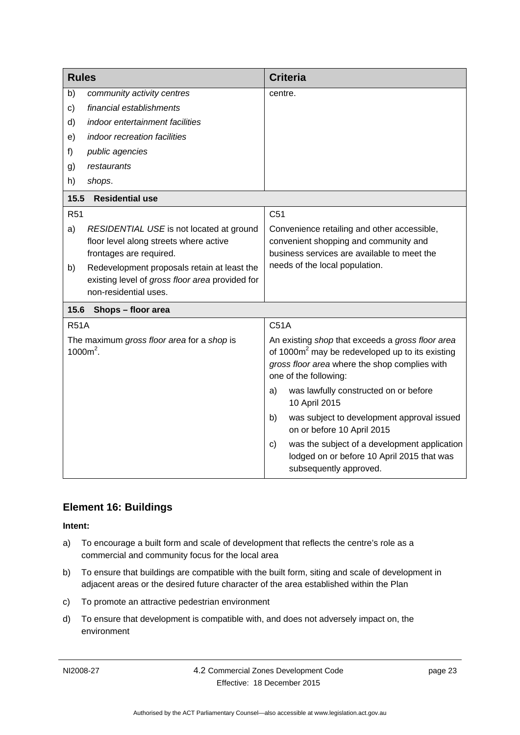| Rules | Criteria |
|---|---|
| b) *community activity centres*<br>c) *financial establishments*<br>d) *indoor entertainment facilities*<br>e) *indoor recreation facilities*<br>f) *public agencies*<br>g) *restaurants*<br>h) *shops*. | centre. |
| **15.5 Residential use** | |
| R51<br>a) *RESIDENTIAL USE* is not located at ground floor level along streets where active frontages are required.<br>b) Redevelopment proposals retain at least the existing level of *gross floor area* provided for non-residential uses. | C51<br>Convenience retailing and other accessible, convenient shopping and community and business services are available to meet the needs of the local population. |
| **15.6 Shops – floor area** | |
| R51A<br>The maximum *gross floor area* for a *shop* is 1000m$^2$. | C51A<br>An existing *shop* that exceeds a *gross floor area* of 1000m$^2$ may be redeveloped up to its existing *gross floor area* where the shop complies with one of the following:<br>a) was lawfully constructed on or before 10 April 2015<br>b) was subject to development approval issued on or before 10 April 2015<br>c) was the subject of a development application lodged on or before 10 April 2015 that was subsequently approved. |

## Element 16: Buildings

**Intent:**

a) To encourage a built form and scale of development that reflects the centre's role as a commercial and community focus for the local area

b) To ensure that buildings are compatible with the built form, siting and scale of development in adjacent areas or the desired future character of the area established within the Plan

c) To promote an attractive pedestrian environment

d) To ensure that development is compatible with, and does not adversely impact on, the environment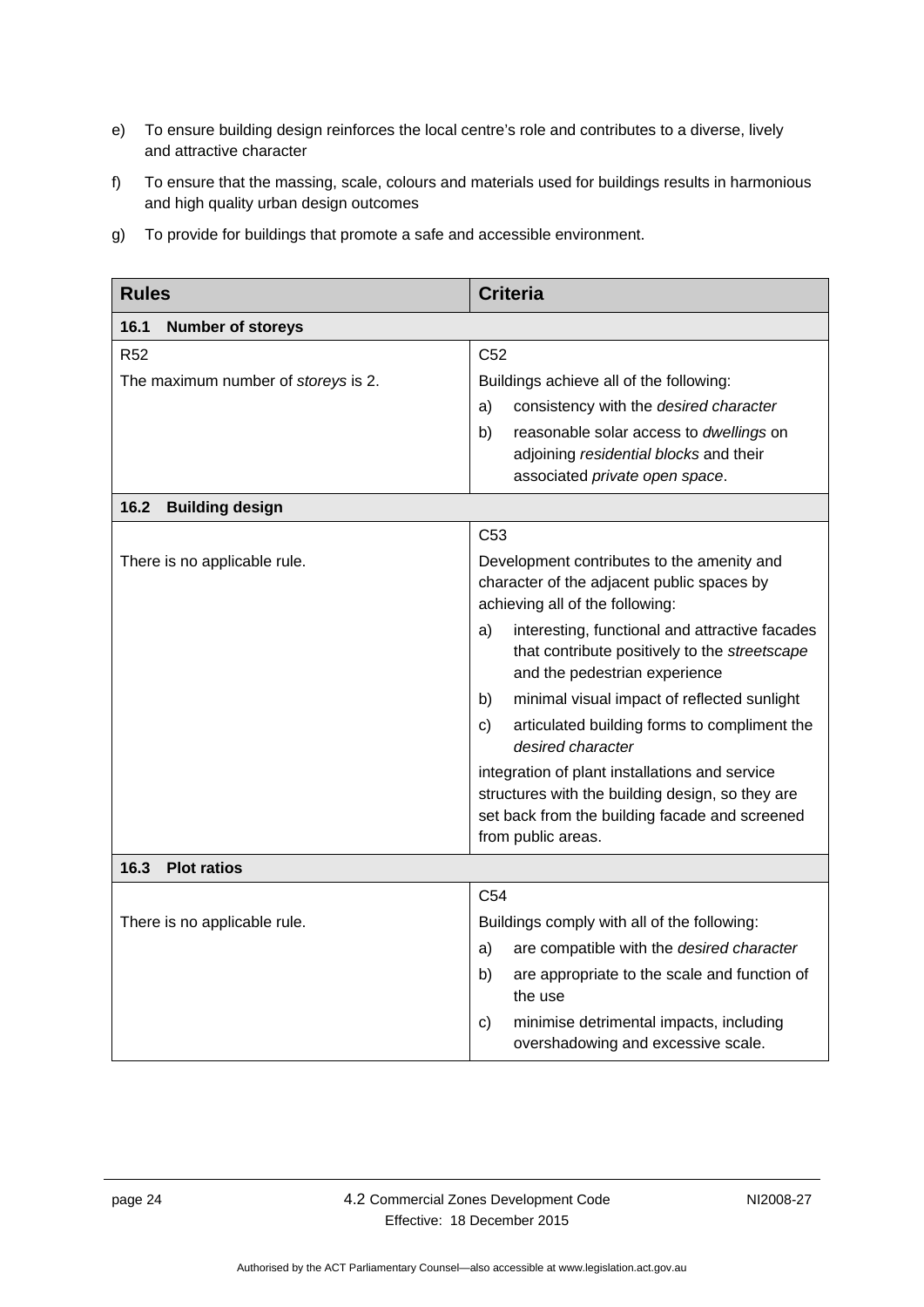e) To ensure building design reinforces the local centre's role and contributes to a diverse, lively and attractive character

f) To ensure that the massing, scale, colours and materials used for buildings results in harmonious and high quality urban design outcomes

g) To provide for buildings that promote a safe and accessible environment.

| **Rules** | **Criteria** |
|---|---|
| **16.1 Number of storeys** | |
| R52<br><br>The maximum number of *storeys* is 2. | C52<br><br>Buildings achieve all of the following:<br>a) consistency with the *desired character*<br>b) reasonable solar access to *dwellings* on adjoining *residential blocks* and their associated *private open space*. |
| **16.2 Building design** | |
| There is no applicable rule. | C53<br><br>Development contributes to the amenity and character of the adjacent public spaces by achieving all of the following:<br>a) interesting, functional and attractive facades that contribute positively to the *streetscape* and the pedestrian experience<br>b) minimal visual impact of reflected sunlight<br>c) articulated building forms to compliment the *desired character*<br><br>integration of plant installations and service structures with the building design, so they are set back from the building facade and screened from public areas. |
| **16.3 Plot ratios** | |
| There is no applicable rule. | C54<br><br>Buildings comply with all of the following:<br>a) are compatible with the *desired character*<br>b) are appropriate to the scale and function of the use<br>c) minimise detrimental impacts, including overshadowing and excessive scale. |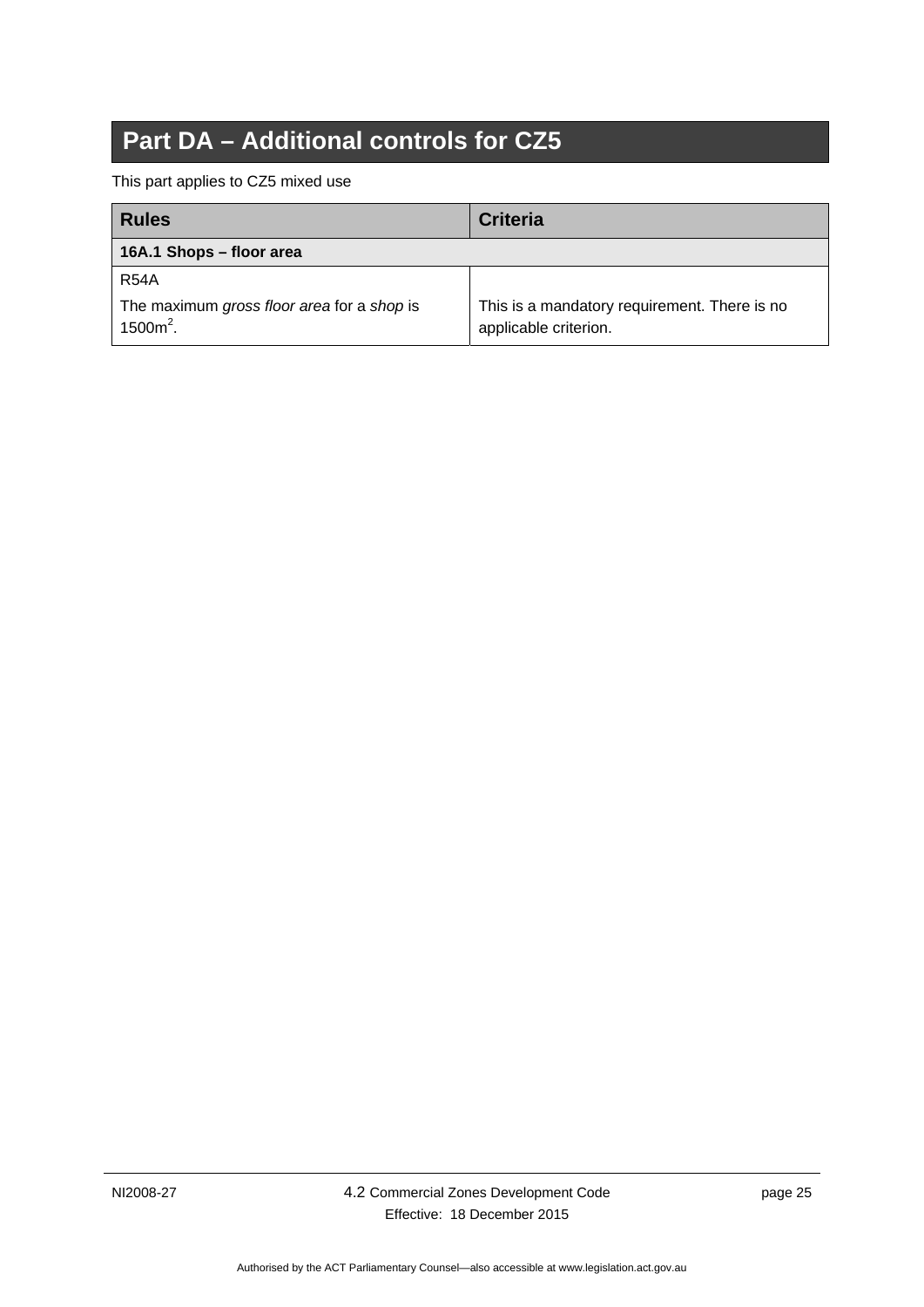# Part DA – Additional controls for CZ5

This part applies to CZ5 mixed use

| Rules | Criteria |
| --- | --- |
| **16A.1 Shops – floor area** | |
| R54A<br><br>The maximum *gross floor area* for a *shop* is $1500m^2$. | This is a mandatory requirement. There is no applicable criterion. |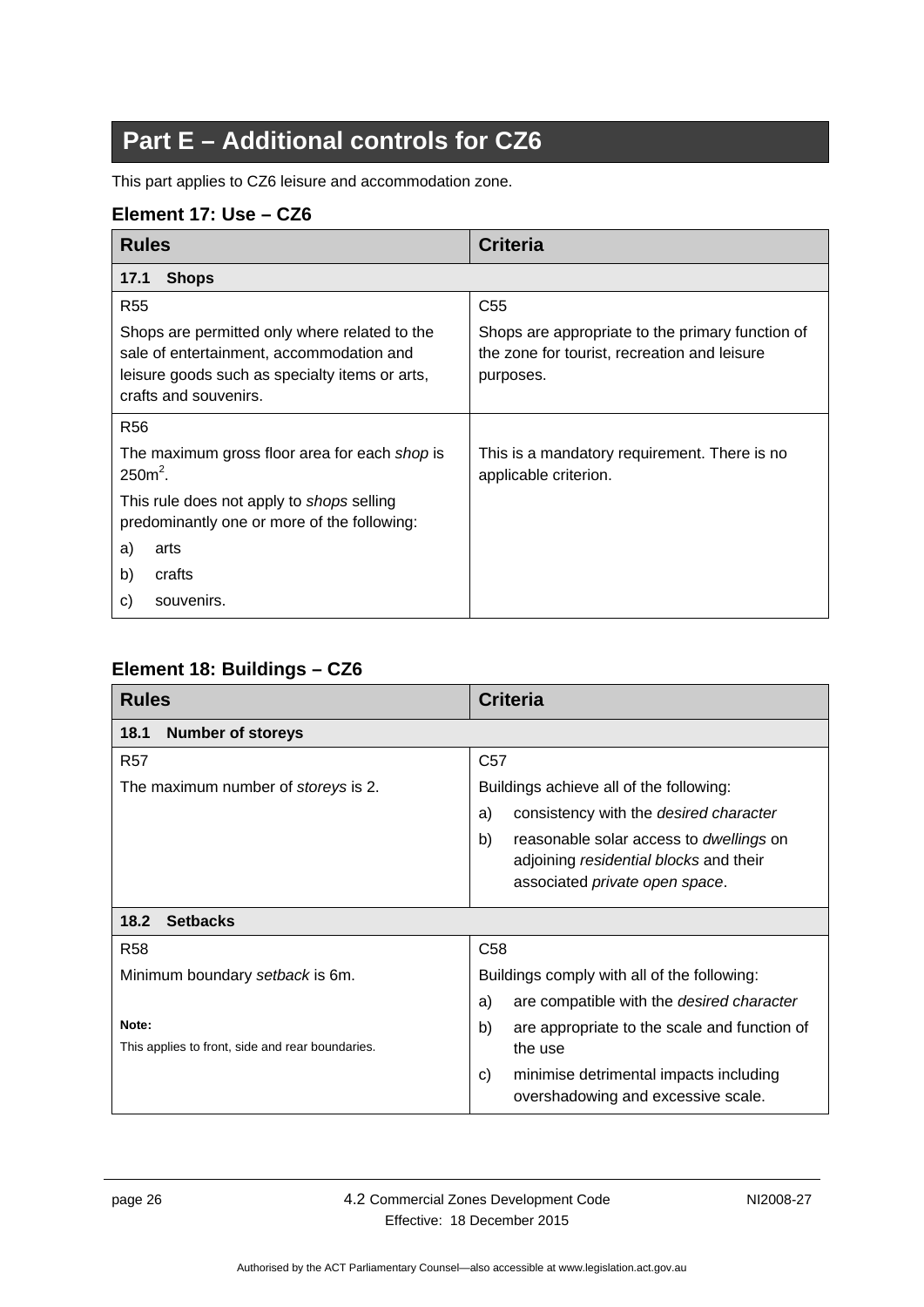# Part E – Additional controls for CZ6

This part applies to CZ6 leisure and accommodation zone.

### Element 17: Use – CZ6

| Rules | Criteria |
|---|---|
| **17.1 Shops** | |
| R55<br><br>Shops are permitted only where related to the sale of entertainment, accommodation and leisure goods such as specialty items or arts, crafts and souvenirs. | C55<br><br>Shops are appropriate to the primary function of the zone for tourist, recreation and leisure purposes. |
| R56<br><br>The maximum gross floor area for each *shop* is 250m$^2$.<br><br>This rule does not apply to *shops* selling predominantly one or more of the following:<br>a) arts<br>b) crafts<br>c) souvenirs. | This is a mandatory requirement. There is no applicable criterion. |

### Element 18: Buildings – CZ6

| Rules | Criteria |
|---|---|
| **18.1 Number of storeys** | |
| R57<br><br>The maximum number of *storeys* is 2. | C57<br><br>Buildings achieve all of the following:<br>a) consistency with the *desired character*<br>b) reasonable solar access to *dwellings* on adjoining *residential blocks* and their associated *private open space*. |
| **18.2 Setbacks** | |
| R58<br><br>Minimum boundary *setback* is 6m.<br><br>**Note:**<br>This applies to front, side and rear boundaries. | C58<br><br>Buildings comply with all of the following:<br>a) are compatible with the *desired character*<br>b) are appropriate to the scale and function of the use<br>c) minimise detrimental impacts including overshadowing and excessive scale. |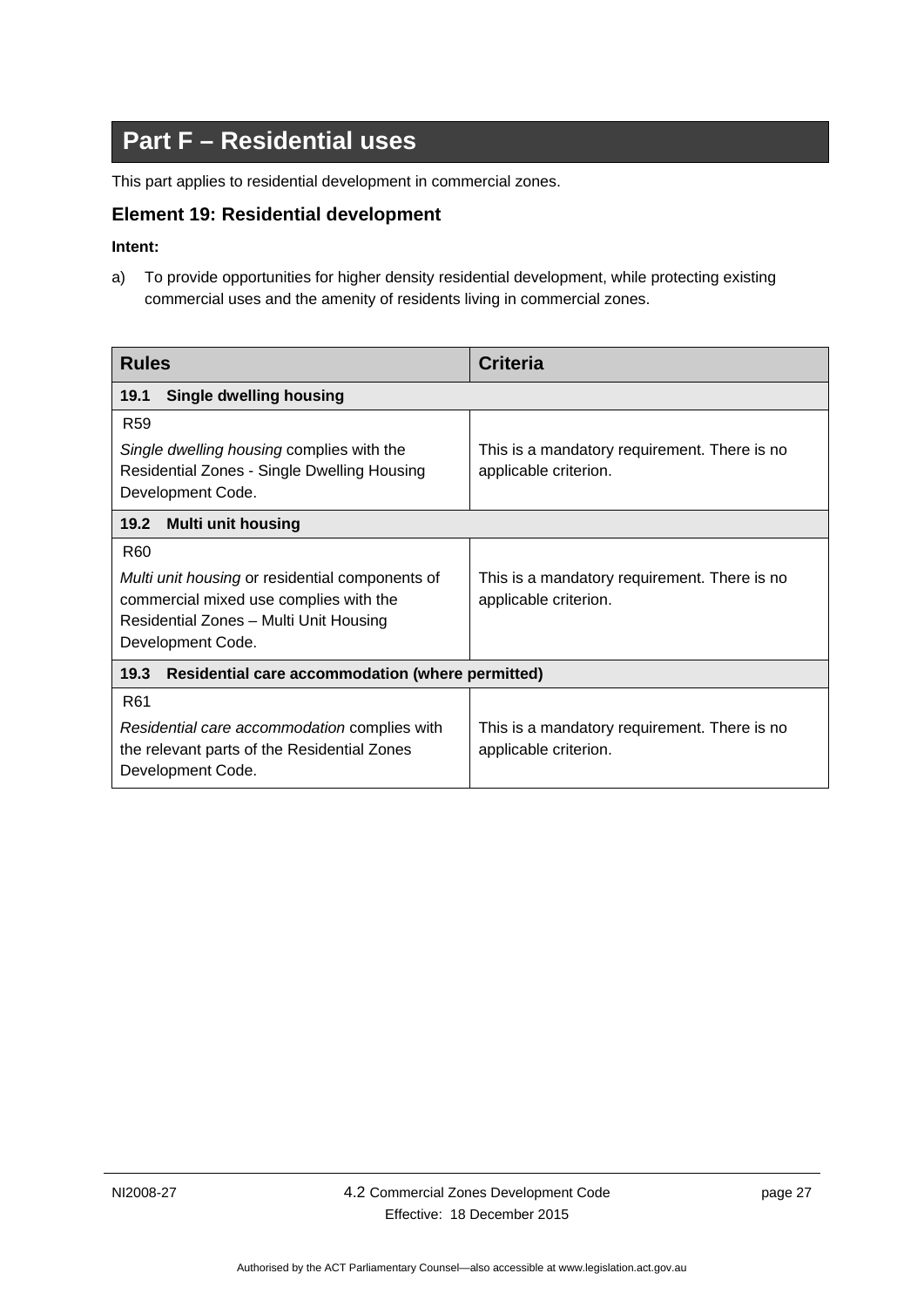# Part F – Residential uses

This part applies to residential development in commercial zones.

## Element 19: Residential development

**Intent:**

a) To provide opportunities for higher density residential development, while protecting existing commercial uses and the amenity of residents living in commercial zones.

| Rules | Criteria |
|---|---|
| **19.1 Single dwelling housing** | |
| R59<br><br>*Single dwelling housing* complies with the Residential Zones - Single Dwelling Housing Development Code. | This is a mandatory requirement. There is no applicable criterion. |
| **19.2 Multi unit housing** | |
| R60<br><br>*Multi unit housing* or residential components of commercial mixed use complies with the Residential Zones – Multi Unit Housing Development Code. | This is a mandatory requirement. There is no applicable criterion. |
| **19.3 Residential care accommodation (where permitted)** | |
| R61<br><br>*Residential care accommodation* complies with the relevant parts of the Residential Zones Development Code. | This is a mandatory requirement. There is no applicable criterion. |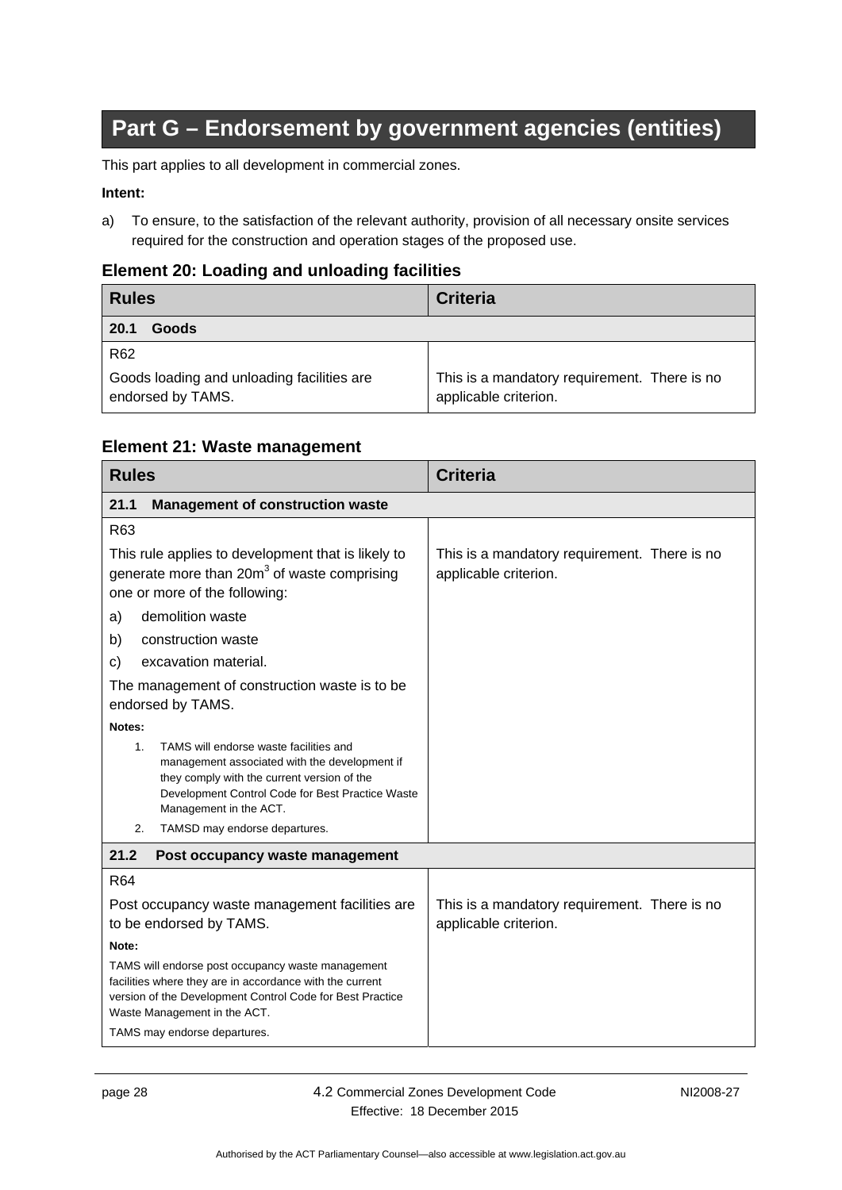# Part G – Endorsement by government agencies (entities)

This part applies to all development in commercial zones.

**Intent:**

a) To ensure, to the satisfaction of the relevant authority, provision of all necessary onsite services required for the construction and operation stages of the proposed use.

### Element 20: Loading and unloading facilities

| Rules | Criteria |
|---|---|
| **20.1 Goods** | |
| R62<br><br>Goods loading and unloading facilities are endorsed by TAMS. | This is a mandatory requirement. There is no applicable criterion. |

### Element 21: Waste management

| Rules | Criteria |
|---|---|
| **21.1 Management of construction waste** | |
| R63<br><br>This rule applies to development that is likely to generate more than $20m^3$ of waste comprising one or more of the following:<br>a) demolition waste<br>b) construction waste<br>c) excavation material.<br><br>The management of construction waste is to be endorsed by TAMS.<br><br>**Notes:**<br>1. TAMS will endorse waste facilities and management associated with the development if they comply with the current version of the Development Control Code for Best Practice Waste Management in the ACT.<br>2. TAMSD may endorse departures. | This is a mandatory requirement. There is no applicable criterion. |
| **21.2 Post occupancy waste management** | |
| R64<br><br>Post occupancy waste management facilities are to be endorsed by TAMS.<br><br>**Note:**<br>TAMS will endorse post occupancy waste management facilities where they are in accordance with the current version of the Development Control Code for Best Practice Waste Management in the ACT.<br>TAMS may endorse departures. | This is a mandatory requirement. There is no applicable criterion. |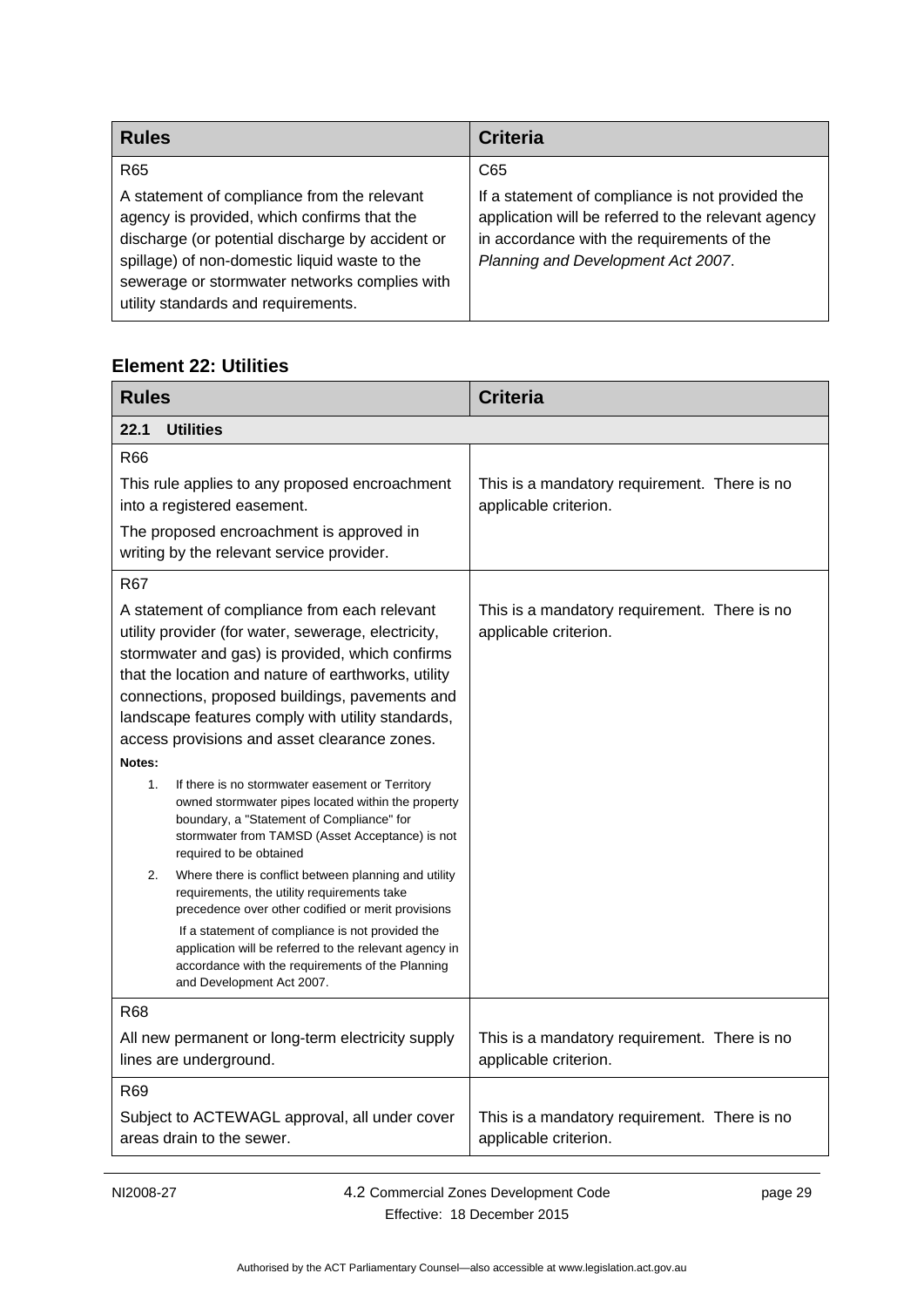| Rules | Criteria |
|---|---|
| R65<br><br>A statement of compliance from the relevant agency is provided, which confirms that the discharge (or potential discharge by accident or spillage) of non-domestic liquid waste to the sewerage or stormwater networks complies with utility standards and requirements. | C65<br><br>If a statement of compliance is not provided the application will be referred to the relevant agency in accordance with the requirements of the *Planning and Development Act 2007*. |

### Element 22: Utilities

| Rules | Criteria |
|---|---|
| **22.1 Utilities** | |
| R66<br><br>This rule applies to any proposed encroachment into a registered easement.<br><br>The proposed encroachment is approved in writing by the relevant service provider. | This is a mandatory requirement. There is no applicable criterion. |
| R67<br><br>A statement of compliance from each relevant utility provider (for water, sewerage, electricity, stormwater and gas) is provided, which confirms that the location and nature of earthworks, utility connections, proposed buildings, pavements and landscape features comply with utility standards, access provisions and asset clearance zones.<br><br>**Notes:**<br>1. If there is no stormwater easement or Territory owned stormwater pipes located within the property boundary, a "Statement of Compliance" for stormwater from TAMSD (Asset Acceptance) is not required to be obtained<br>2. Where there is conflict between planning and utility requirements, the utility requirements take precedence over other codified or merit provisions<br>If a statement of compliance is not provided the application will be referred to the relevant agency in accordance with the requirements of the Planning and Development Act 2007. | This is a mandatory requirement. There is no applicable criterion. |
| R68<br><br>All new permanent or long-term electricity supply lines are underground. | This is a mandatory requirement. There is no applicable criterion. |
| R69<br><br>Subject to ACTEWAGL approval, all under cover areas drain to the sewer. | This is a mandatory requirement. There is no applicable criterion. |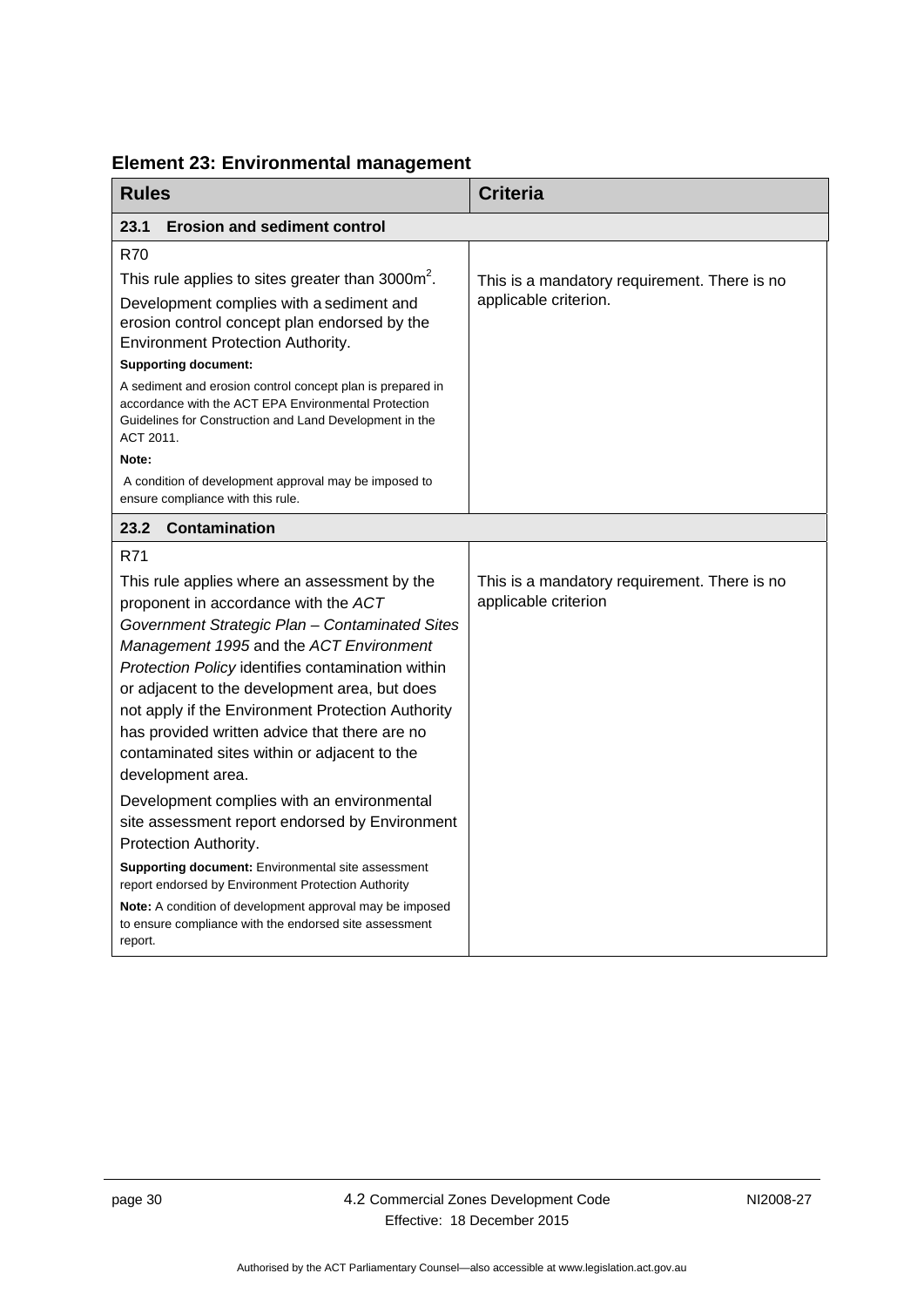## Element 23: Environmental management

| Rules | Criteria |
| --- | --- |
| **23.1 Erosion and sediment control** | |
| R70<br>This rule applies to sites greater than 3000m$^2$.<br>Development complies with a sediment and erosion control concept plan endorsed by the Environment Protection Authority.<br>**Supporting document:**<br>A sediment and erosion control concept plan is prepared in accordance with the ACT EPA Environmental Protection Guidelines for Construction and Land Development in the ACT 2011.<br>**Note:**<br>A condition of development approval may be imposed to ensure compliance with this rule. | This is a mandatory requirement. There is no applicable criterion. |
| **23.2 Contamination** | |
| R71<br>This rule applies where an assessment by the proponent in accordance with the *ACT Government Strategic Plan – Contaminated Sites Management 1995* and the *ACT Environment Protection Policy* identifies contamination within or adjacent to the development area, but does not apply if the Environment Protection Authority has provided written advice that there are no contaminated sites within or adjacent to the development area.<br>Development complies with an environmental site assessment report endorsed by Environment Protection Authority.<br>**Supporting document:** Environmental site assessment report endorsed by Environment Protection Authority<br>**Note:** A condition of development approval may be imposed to ensure compliance with the endorsed site assessment report. | This is a mandatory requirement. There is no applicable criterion |